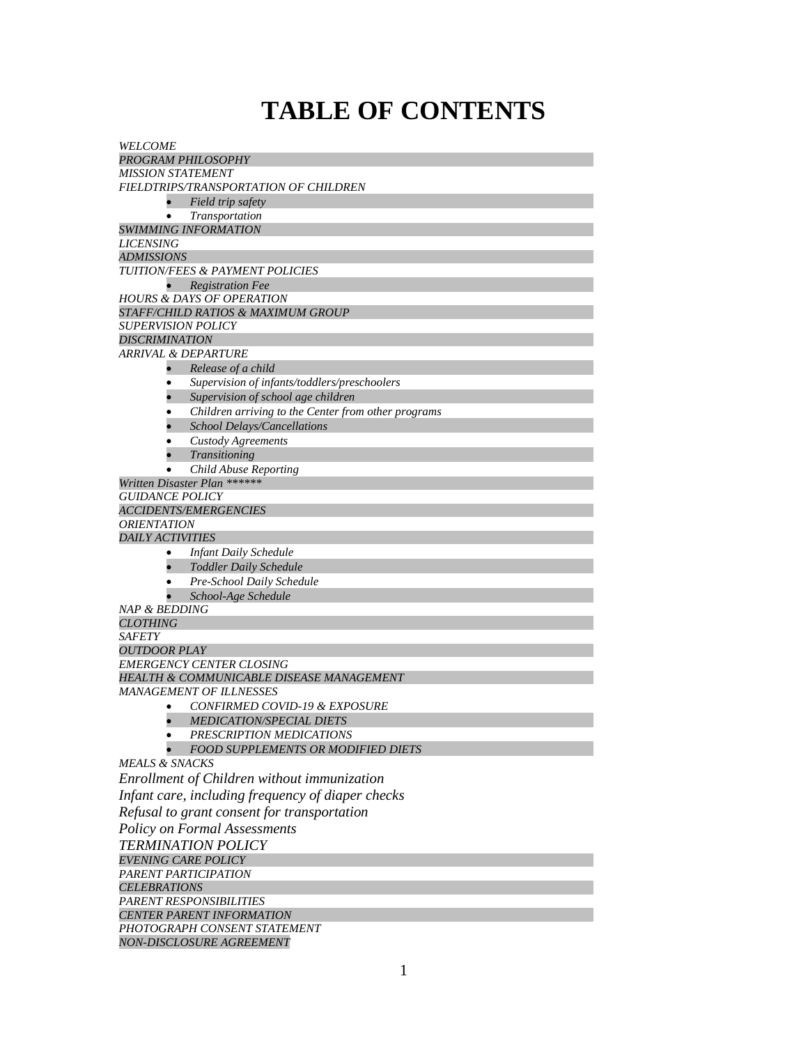# TABLE OF CONTENTS

*WELCOME*
*PROGRAM PHILOSOPHY*
*MISSION STATEMENT*
*FIELDTRIPS/TRANSPORTATION OF CHILDREN*

- *Field trip safety*
- *Transportation*

*SWIMMING INFORMATION*
*LICENSING*
*ADMISSIONS*
*TUITION/FEES & PAYMENT POLICIES*

- *Registration Fee*

*HOURS & DAYS OF OPERATION*
*STAFF/CHILD RATIOS & MAXIMUM GROUP*
*SUPERVISION POLICY*
*DISCRIMINATION*
*ARRIVAL & DEPARTURE*

- *Release of a child*
- *Supervision of infants/toddlers/preschoolers*
- *Supervision of school age children*
- *Children arriving to the Center from other programs*
- *School Delays/Cancellations*
- *Custody Agreements*
- *Transitioning*
- *Child Abuse Reporting*

*Written Disaster Plan ******
*GUIDANCE POLICY*
*ACCIDENTS/EMERGENCIES*
*ORIENTATION*
*DAILY ACTIVITIES*

- *Infant Daily Schedule*
- *Toddler Daily Schedule*
- *Pre-School Daily Schedule*
- *School-Age Schedule*

*NAP & BEDDING*
*CLOTHING*
*SAFETY*
*OUTDOOR PLAY*
*EMERGENCY CENTER CLOSING*
*HEALTH & COMMUNICABLE DISEASE MANAGEMENT*
*MANAGEMENT OF ILLNESSES*

- *CONFIRMED COVID-19 & EXPOSURE*
- *MEDICATION/SPECIAL DIETS*
- *PRESCRIPTION MEDICATIONS*
- *FOOD SUPPLEMENTS OR MODIFIED DIETS*

*MEALS & SNACKS*
*Enrollment of Children without immunization*
*Infant care, including frequency of diaper checks*
*Refusal to grant consent for transportation*
*Policy on Formal Assessments*
*TERMINATION POLICY*
*EVENING CARE POLICY*
*PARENT PARTICIPATION*
*CELEBRATIONS*
*PARENT RESPONSIBILITIES*
*CENTER PARENT INFORMATION*
*PHOTOGRAPH CONSENT STATEMENT*
*NON-DISCLOSURE AGREEMENT*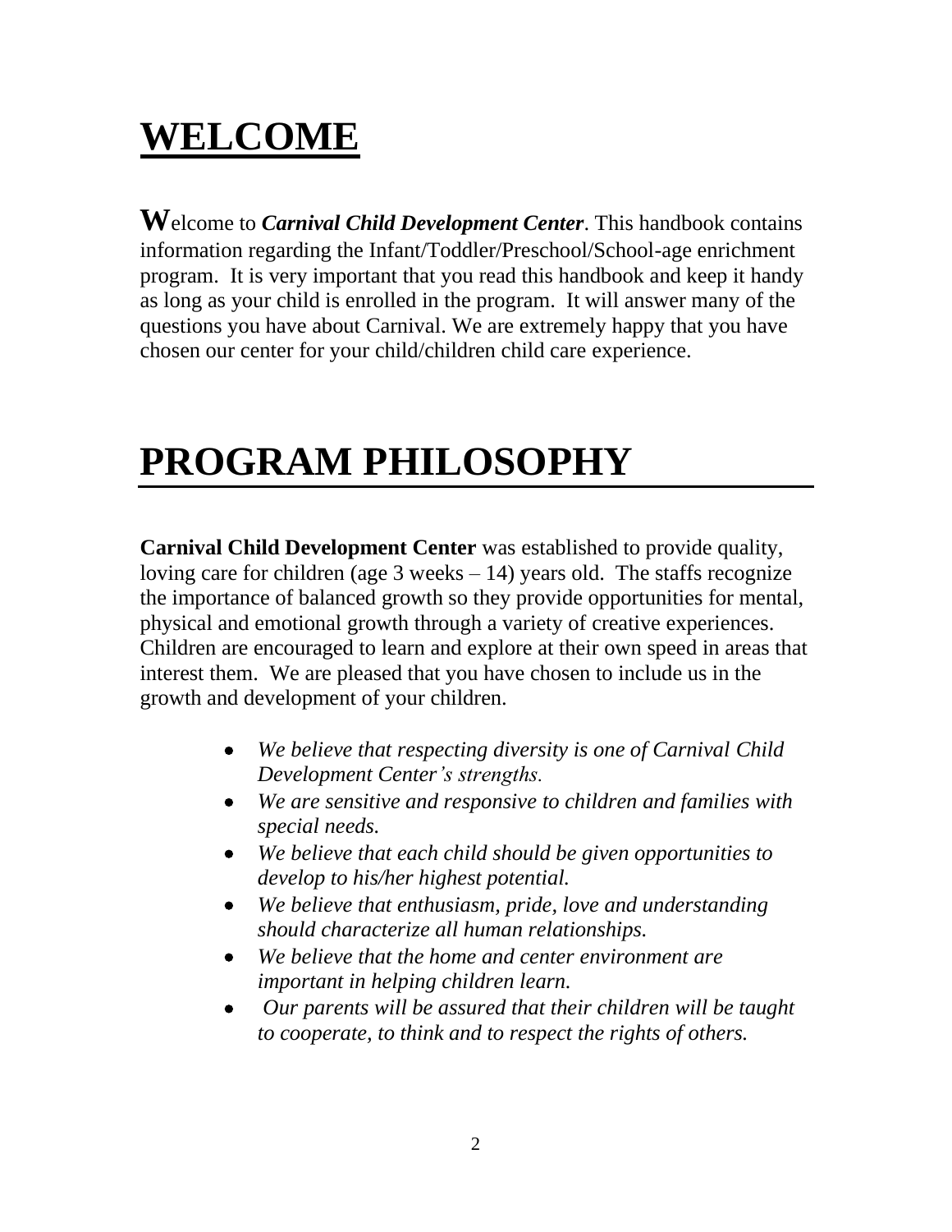# WELCOME

**W**elcome to ***Carnival Child Development Center***. This handbook contains information regarding the Infant/Toddler/Preschool/School-age enrichment program. It is very important that you read this handbook and keep it handy as long as your child is enrolled in the program. It will answer many of the questions you have about Carnival. We are extremely happy that you have chosen our center for your child/children child care experience.

# PROGRAM PHILOSOPHY

**Carnival Child Development Center** was established to provide quality, loving care for children (age 3 weeks – 14) years old. The staffs recognize the importance of balanced growth so they provide opportunities for mental, physical and emotional growth through a variety of creative experiences. Children are encouraged to learn and explore at their own speed in areas that interest them. We are pleased that you have chosen to include us in the growth and development of your children.

- *We believe that respecting diversity is one of Carnival Child Development Center's strengths.*
- *We are sensitive and responsive to children and families with special needs.*
- *We believe that each child should be given opportunities to develop to his/her highest potential.*
- *We believe that enthusiasm, pride, love and understanding should characterize all human relationships.*
- *We believe that the home and center environment are important in helping children learn.*
- *Our parents will be assured that their children will be taught to cooperate, to think and to respect the rights of others.*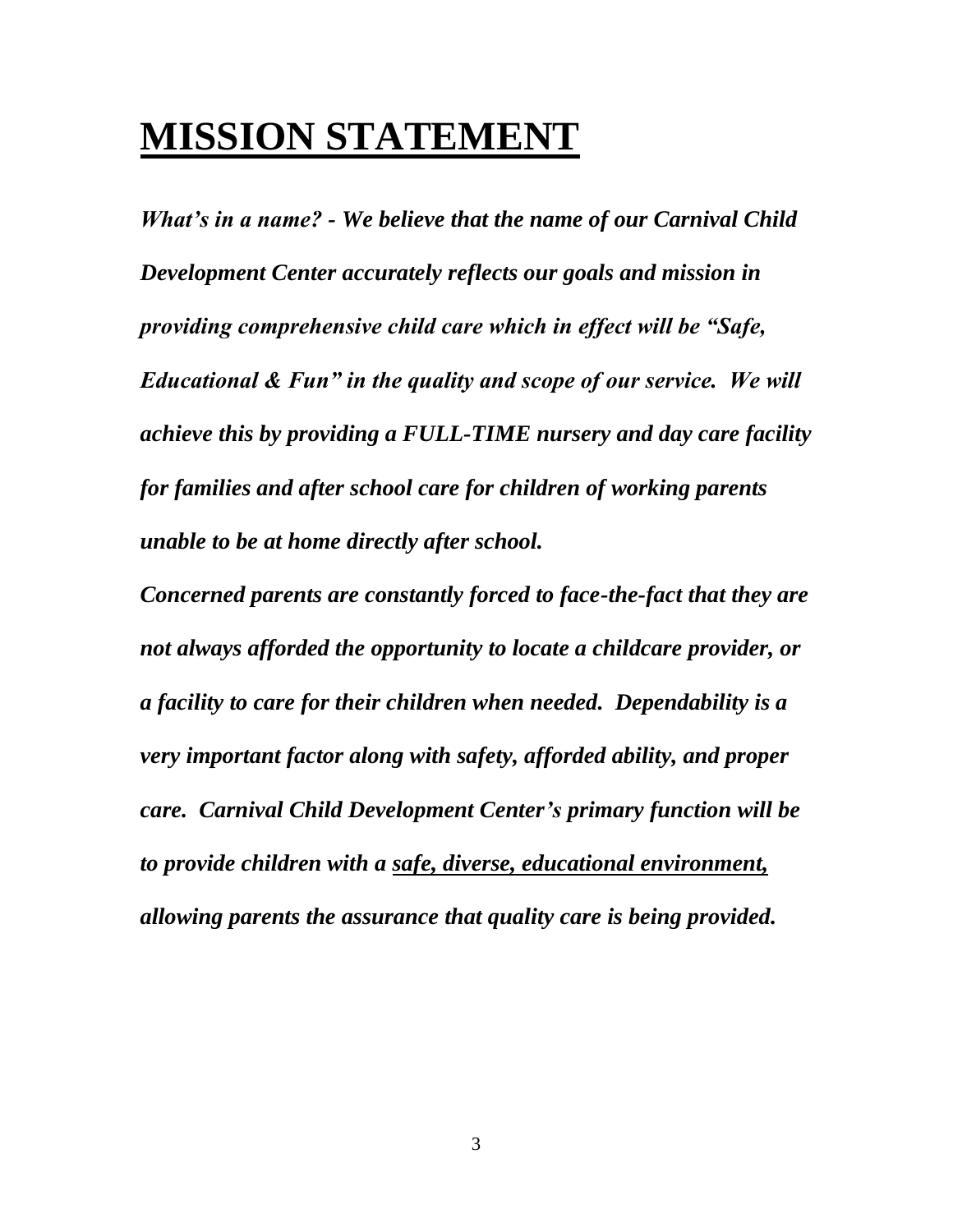# MISSION STATEMENT

***What's in a name? - We believe that the name of our Carnival Child Development Center accurately reflects our goals and mission in providing comprehensive child care which in effect will be "Safe, Educational & Fun" in the quality and scope of our service. We will achieve this by providing a FULL-TIME nursery and day care facility for families and after school care for children of working parents unable to be at home directly after school.***

***Concerned parents are constantly forced to face-the-fact that they are not always afforded the opportunity to locate a childcare provider, or a facility to care for their children when needed. Dependability is a very important factor along with safety, afforded ability, and proper care. Carnival Child Development Center's primary function will be to provide children with a <u>safe, diverse, educational environment,</u> allowing parents the assurance that quality care is being provided.***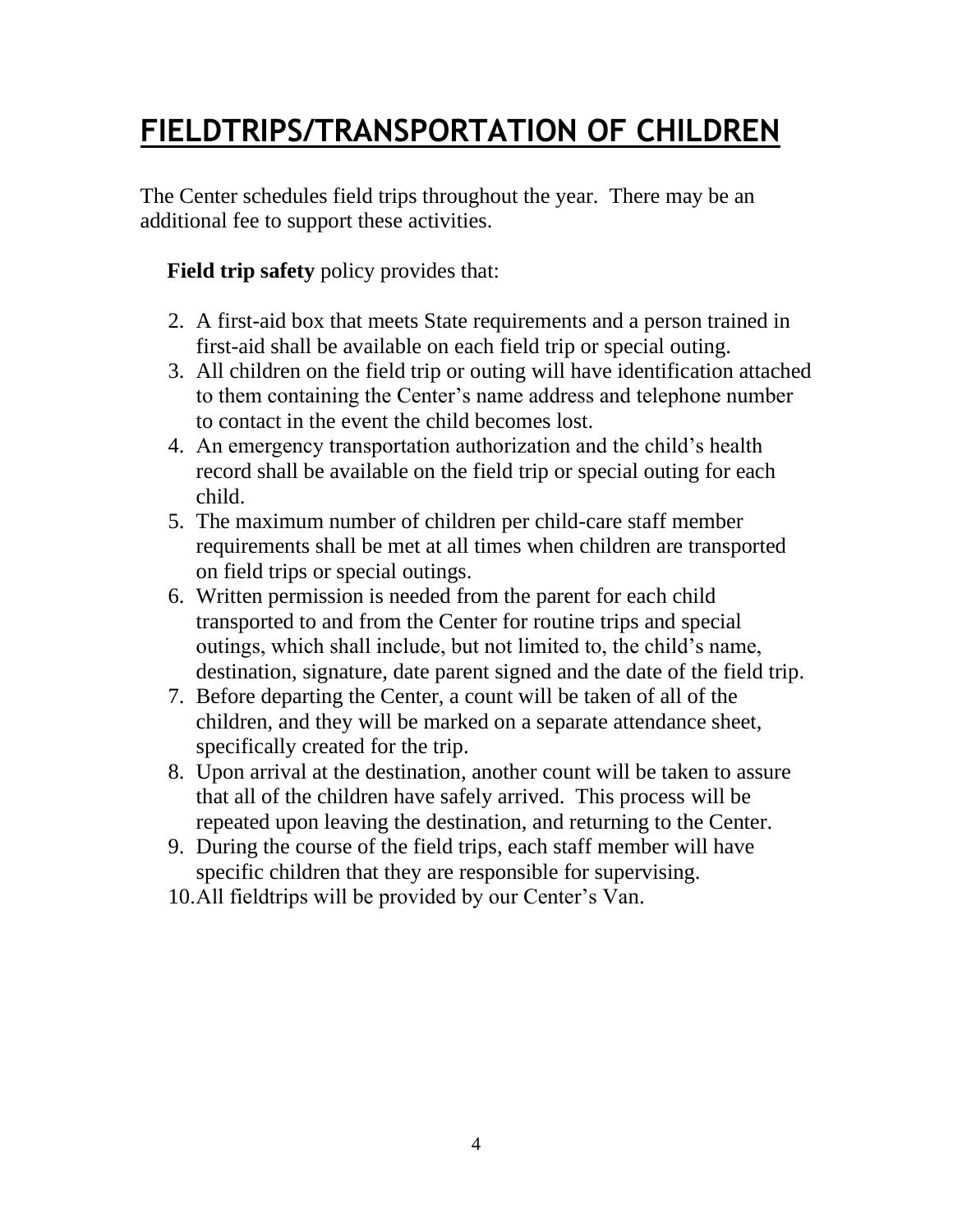# FIELDTRIPS/TRANSPORTATION OF CHILDREN

The Center schedules field trips throughout the year. There may be an additional fee to support these activities.

**Field trip safety** policy provides that:

2. A first-aid box that meets State requirements and a person trained in first-aid shall be available on each field trip or special outing.
3. All children on the field trip or outing will have identification attached to them containing the Center's name address and telephone number to contact in the event the child becomes lost.
4. An emergency transportation authorization and the child's health record shall be available on the field trip or special outing for each child.
5. The maximum number of children per child-care staff member requirements shall be met at all times when children are transported on field trips or special outings.
6. Written permission is needed from the parent for each child transported to and from the Center for routine trips and special outings, which shall include, but not limited to, the child's name, destination, signature, date parent signed and the date of the field trip.
7. Before departing the Center, a count will be taken of all of the children, and they will be marked on a separate attendance sheet, specifically created for the trip.
8. Upon arrival at the destination, another count will be taken to assure that all of the children have safely arrived. This process will be repeated upon leaving the destination, and returning to the Center.
9. During the course of the field trips, each staff member will have specific children that they are responsible for supervising.
10. All fieldtrips will be provided by our Center's Van.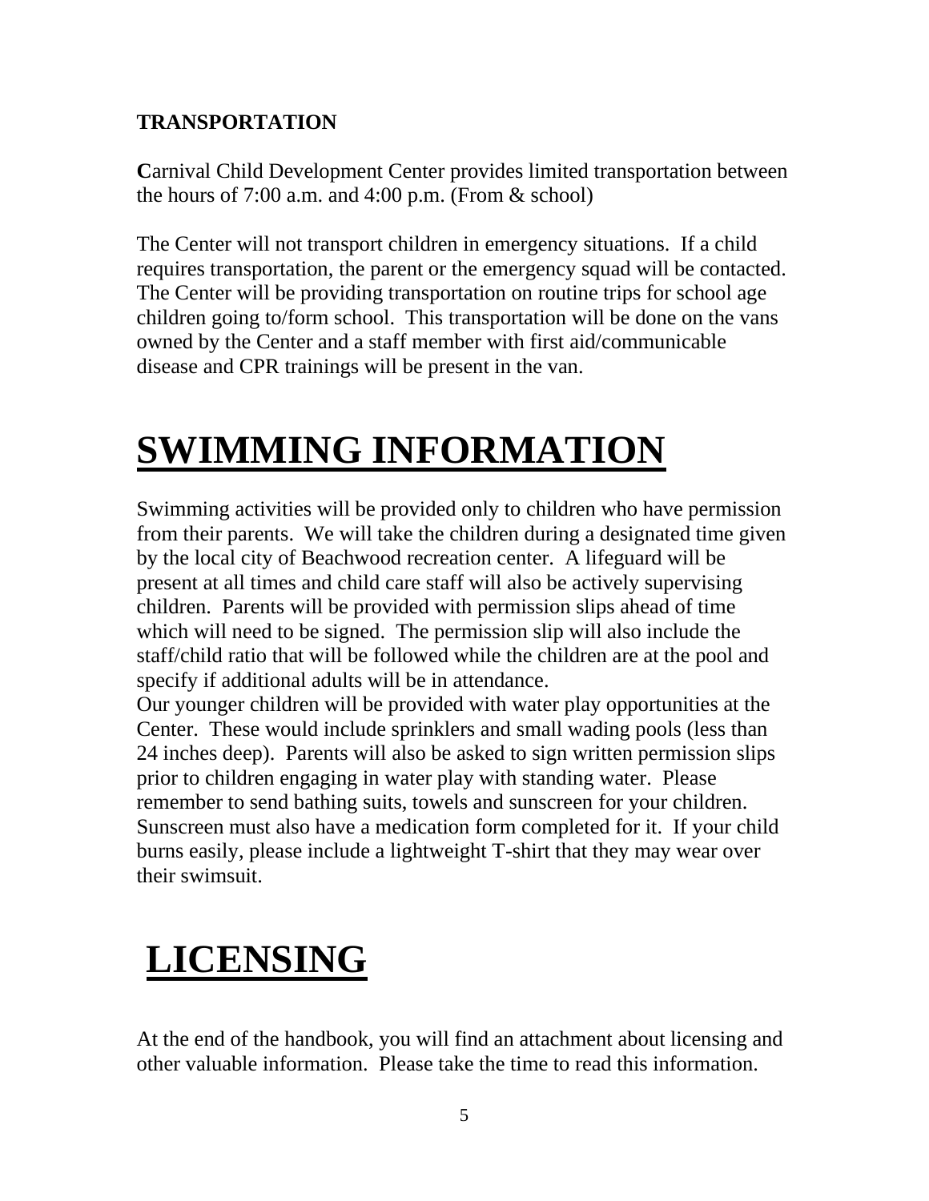**TRANSPORTATION**

**C**arnival Child Development Center provides limited transportation between the hours of 7:00 a.m. and 4:00 p.m. (From & school)

The Center will not transport children in emergency situations. If a child requires transportation, the parent or the emergency squad will be contacted. The Center will be providing transportation on routine trips for school age children going to/form school. This transportation will be done on the vans owned by the Center and a staff member with first aid/communicable disease and CPR trainings will be present in the van.

# SWIMMING INFORMATION

Swimming activities will be provided only to children who have permission from their parents. We will take the children during a designated time given by the local city of Beachwood recreation center. A lifeguard will be present at all times and child care staff will also be actively supervising children. Parents will be provided with permission slips ahead of time which will need to be signed. The permission slip will also include the staff/child ratio that will be followed while the children are at the pool and specify if additional adults will be in attendance.
Our younger children will be provided with water play opportunities at the Center. These would include sprinklers and small wading pools (less than 24 inches deep). Parents will also be asked to sign written permission slips prior to children engaging in water play with standing water. Please remember to send bathing suits, towels and sunscreen for your children. Sunscreen must also have a medication form completed for it. If your child burns easily, please include a lightweight T-shirt that they may wear over their swimsuit.

# LICENSING

At the end of the handbook, you will find an attachment about licensing and other valuable information. Please take the time to read this information.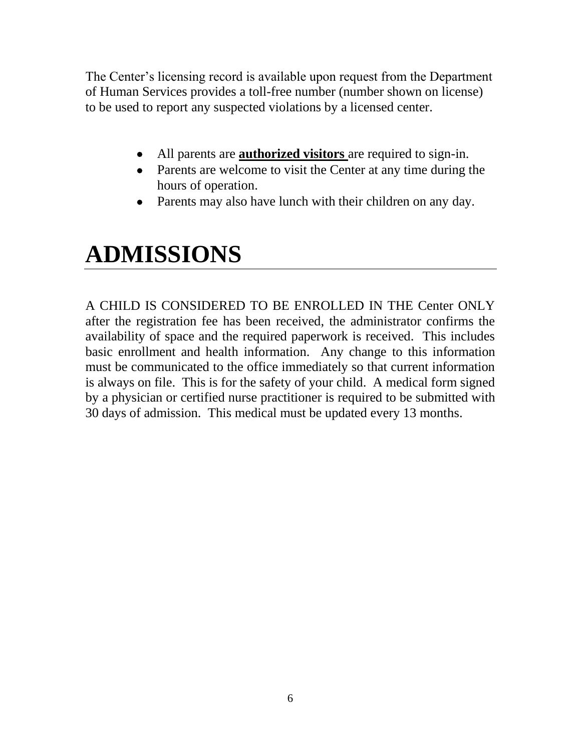The Center's licensing record is available upon request from the Department of Human Services provides a toll-free number (number shown on license) to be used to report any suspected violations by a licensed center.

- All parents are **authorized visitors** are required to sign-in.
- Parents are welcome to visit the Center at any time during the hours of operation.
- Parents may also have lunch with their children on any day.

# ADMISSIONS

A CHILD IS CONSIDERED TO BE ENROLLED IN THE Center ONLY after the registration fee has been received, the administrator confirms the availability of space and the required paperwork is received. This includes basic enrollment and health information. Any change to this information must be communicated to the office immediately so that current information is always on file. This is for the safety of your child. A medical form signed by a physician or certified nurse practitioner is required to be submitted with 30 days of admission. This medical must be updated every 13 months.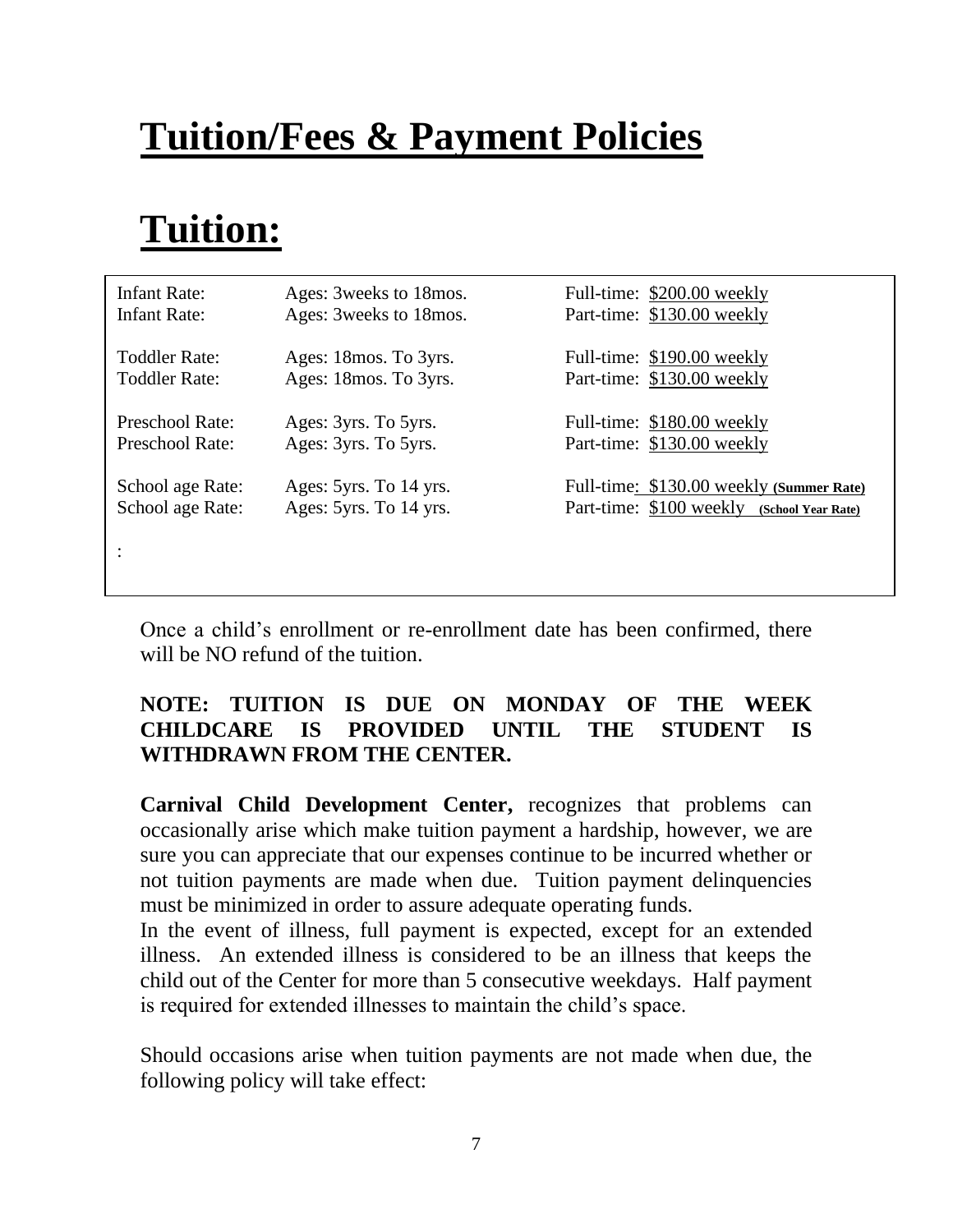# Tuition/Fees & Payment Policies

# Tuition:

| | | |
|---|---|---|
| Infant Rate: | Ages: 3weeks to 18mos. | Full-time: $200.00 weekly |
| Infant Rate: | Ages: 3weeks to 18mos. | Part-time: $130.00 weekly |
| Toddler Rate: | Ages: 18mos. To 3yrs. | Full-time: $190.00 weekly |
| Toddler Rate: | Ages: 18mos. To 3yrs. | Part-time: $130.00 weekly |
| Preschool Rate: | Ages: 3yrs. To 5yrs. | Full-time: $180.00 weekly |
| Preschool Rate: | Ages: 3yrs. To 5yrs. | Part-time: $130.00 weekly |
| School age Rate: | Ages: 5yrs. To 14 yrs. | Full-time: $130.00 weekly **(Summer Rate)** |
| School age Rate: | Ages: 5yrs. To 14 yrs. | Part-time: $100 weekly **(School Year Rate)** |

:

Once a child's enrollment or re-enrollment date has been confirmed, there will be NO refund of the tuition.

**NOTE: TUITION IS DUE ON MONDAY OF THE WEEK CHILDCARE IS PROVIDED UNTIL THE STUDENT IS WITHDRAWN FROM THE CENTER.**

**Carnival Child Development Center,** recognizes that problems can occasionally arise which make tuition payment a hardship, however, we are sure you can appreciate that our expenses continue to be incurred whether or not tuition payments are made when due. Tuition payment delinquencies must be minimized in order to assure adequate operating funds.

In the event of illness, full payment is expected, except for an extended illness. An extended illness is considered to be an illness that keeps the child out of the Center for more than 5 consecutive weekdays. Half payment is required for extended illnesses to maintain the child's space.

Should occasions arise when tuition payments are not made when due, the following policy will take effect: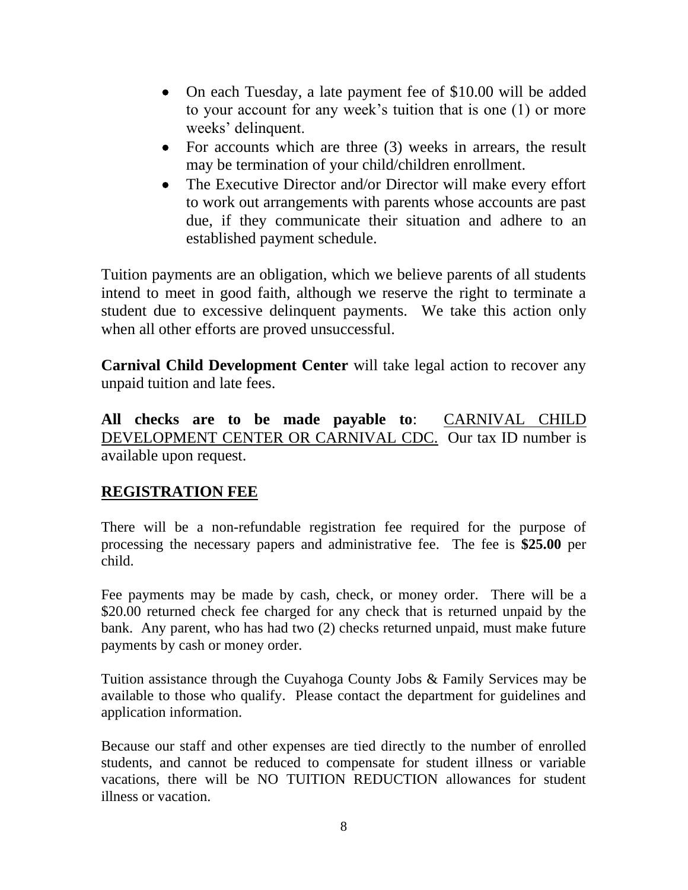- On each Tuesday, a late payment fee of $10.00 will be added to your account for any week's tuition that is one (1) or more weeks' delinquent.
- For accounts which are three (3) weeks in arrears, the result may be termination of your child/children enrollment.
- The Executive Director and/or Director will make every effort to work out arrangements with parents whose accounts are past due, if they communicate their situation and adhere to an established payment schedule.

Tuition payments are an obligation, which we believe parents of all students intend to meet in good faith, although we reserve the right to terminate a student due to excessive delinquent payments. We take this action only when all other efforts are proved unsuccessful.

**Carnival Child Development Center** will take legal action to recover any unpaid tuition and late fees.

**All checks are to be made payable to**: <u>CARNIVAL CHILD DEVELOPMENT CENTER OR CARNIVAL CDC.</u> Our tax ID number is available upon request.

## REGISTRATION FEE

There will be a non-refundable registration fee required for the purpose of processing the necessary papers and administrative fee. The fee is **$25.00** per child.

Fee payments may be made by cash, check, or money order. There will be a $20.00 returned check fee charged for any check that is returned unpaid by the bank. Any parent, who has had two (2) checks returned unpaid, must make future payments by cash or money order.

Tuition assistance through the Cuyahoga County Jobs & Family Services may be available to those who qualify. Please contact the department for guidelines and application information.

Because our staff and other expenses are tied directly to the number of enrolled students, and cannot be reduced to compensate for student illness or variable vacations, there will be NO TUITION REDUCTION allowances for student illness or vacation.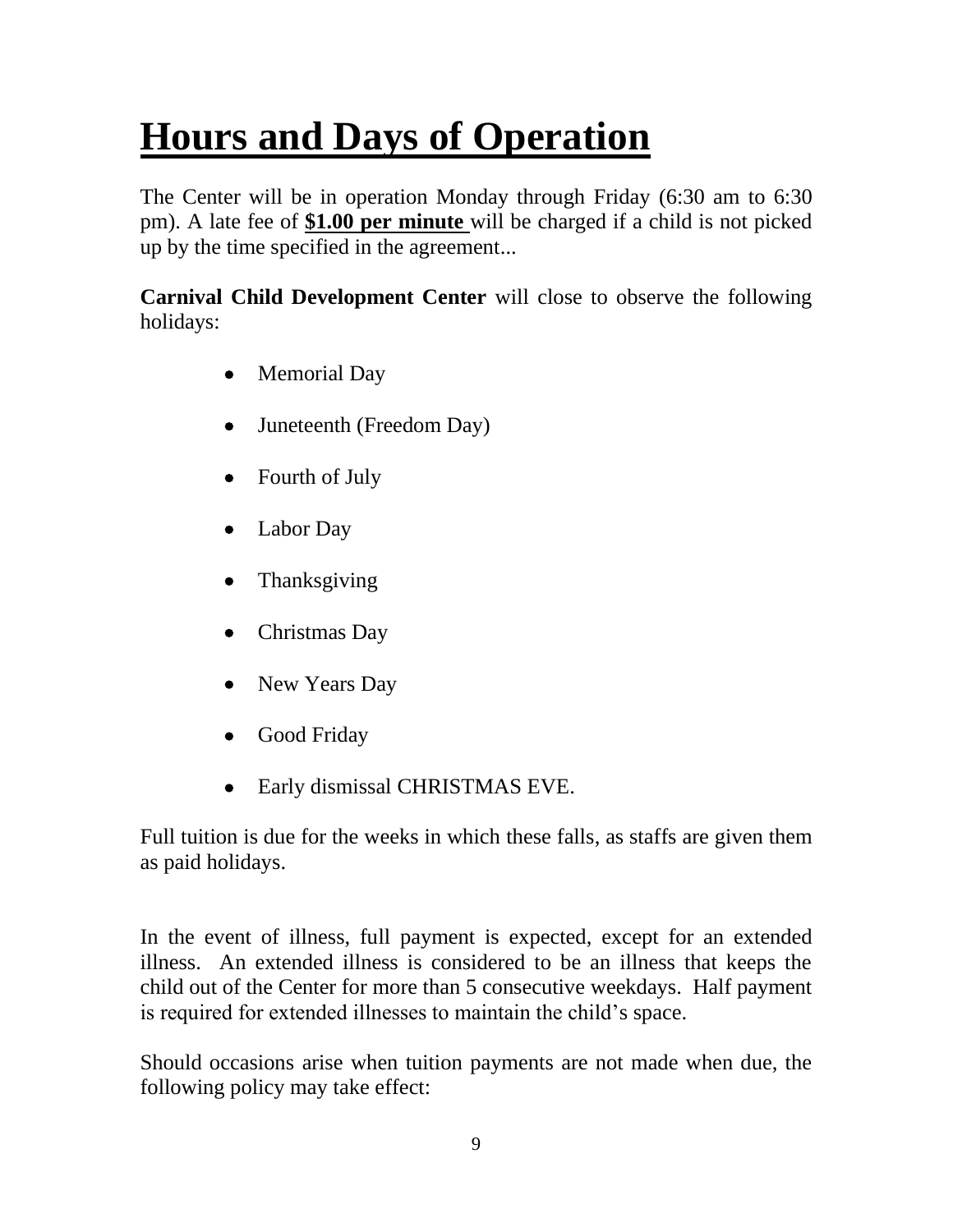# Hours and Days of Operation

The Center will be in operation Monday through Friday (6:30 am to 6:30 pm). A late fee of **$1.00 per minute** will be charged if a child is not picked up by the time specified in the agreement...

**Carnival Child Development Center** will close to observe the following holidays:

- Memorial Day
- Juneteenth (Freedom Day)
- Fourth of July
- Labor Day
- Thanksgiving
- Christmas Day
- New Years Day
- Good Friday
- Early dismissal CHRISTMAS EVE.

Full tuition is due for the weeks in which these falls, as staffs are given them as paid holidays.

In the event of illness, full payment is expected, except for an extended illness. An extended illness is considered to be an illness that keeps the child out of the Center for more than 5 consecutive weekdays. Half payment is required for extended illnesses to maintain the child's space.

Should occasions arise when tuition payments are not made when due, the following policy may take effect: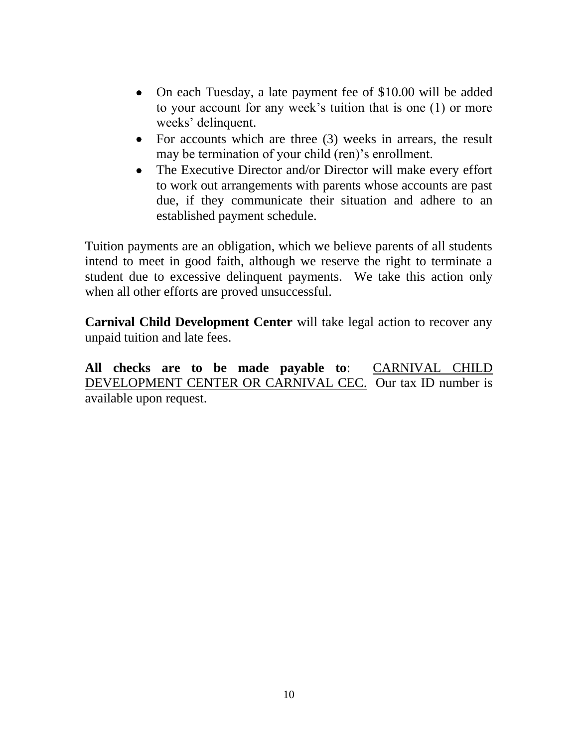- On each Tuesday, a late payment fee of $10.00 will be added to your account for any week's tuition that is one (1) or more weeks' delinquent.
- For accounts which are three (3) weeks in arrears, the result may be termination of your child (ren)'s enrollment.
- The Executive Director and/or Director will make every effort to work out arrangements with parents whose accounts are past due, if they communicate their situation and adhere to an established payment schedule.

Tuition payments are an obligation, which we believe parents of all students intend to meet in good faith, although we reserve the right to terminate a student due to excessive delinquent payments. We take this action only when all other efforts are proved unsuccessful.

**Carnival Child Development Center** will take legal action to recover any unpaid tuition and late fees.

**All checks are to be made payable to**: <u>CARNIVAL CHILD DEVELOPMENT CENTER OR CARNIVAL CEC.</u> Our tax ID number is available upon request.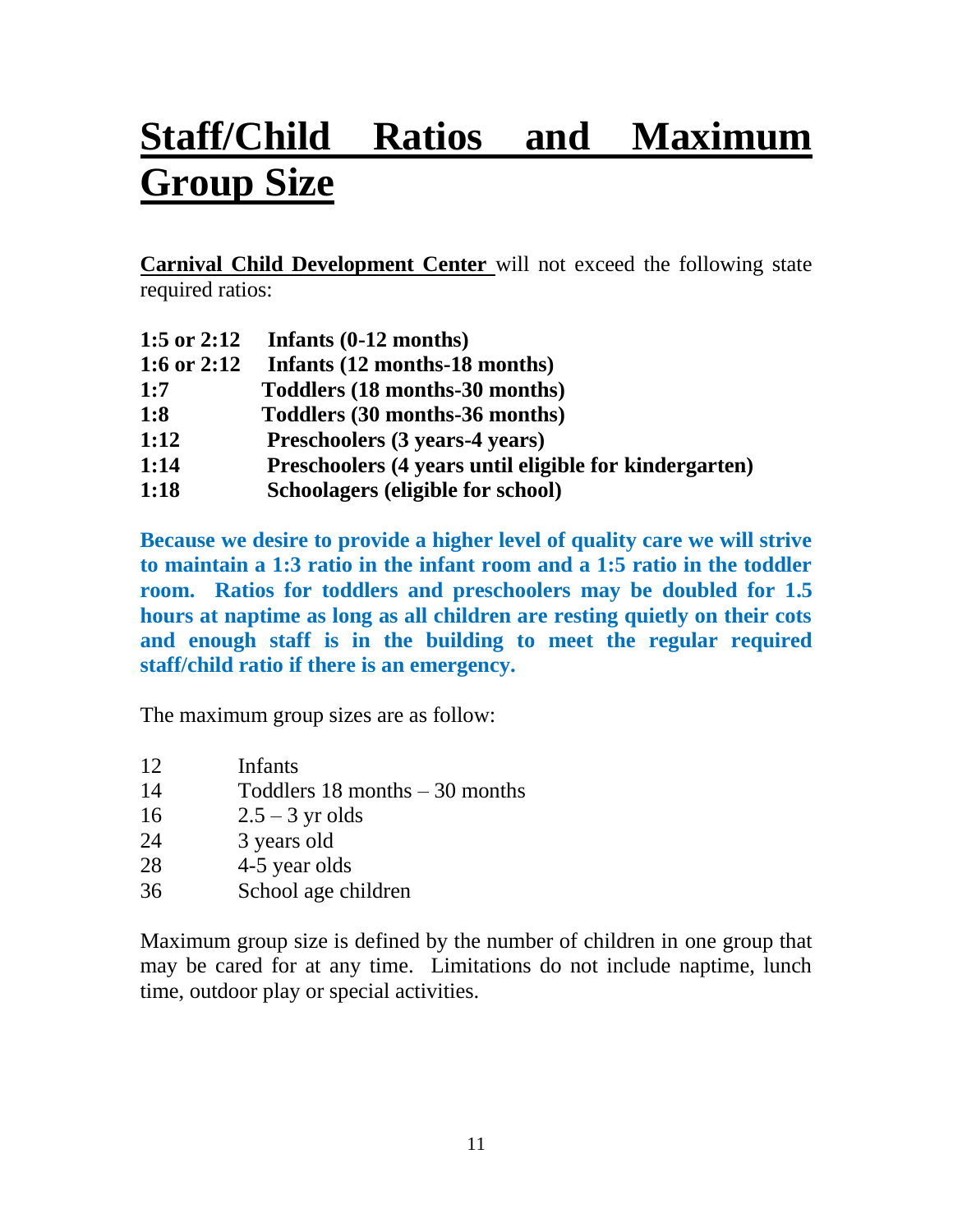# Staff/Child Ratios and Maximum Group Size

**Carnival Child Development Center** will not exceed the following state required ratios:

| | |
|---|---|
| **1:5 or 2:12** | **Infants (0-12 months)** |
| **1:6 or 2:12** | **Infants (12 months-18 months)** |
| **1:7** | **Toddlers (18 months-30 months)** |
| **1:8** | **Toddlers (30 months-36 months)** |
| **1:12** | **Preschoolers (3 years-4 years)** |
| **1:14** | **Preschoolers (4 years until eligible for kindergarten)** |
| **1:18** | **Schoolagers (eligible for school)** |

**Because we desire to provide a higher level of quality care we will strive to maintain a 1:3 ratio in the infant room and a 1:5 ratio in the toddler room. Ratios for toddlers and preschoolers may be doubled for 1.5 hours at naptime as long as all children are resting quietly on their cots and enough staff is in the building to meet the regular required staff/child ratio if there is an emergency.**

The maximum group sizes are as follow:

| | |
|---|---|
| 12 | Infants |
| 14 | Toddlers 18 months – 30 months |
| 16 | 2.5 – 3 yr olds |
| 24 | 3 years old |
| 28 | 4-5 year olds |
| 36 | School age children |

Maximum group size is defined by the number of children in one group that may be cared for at any time. Limitations do not include naptime, lunch time, outdoor play or special activities.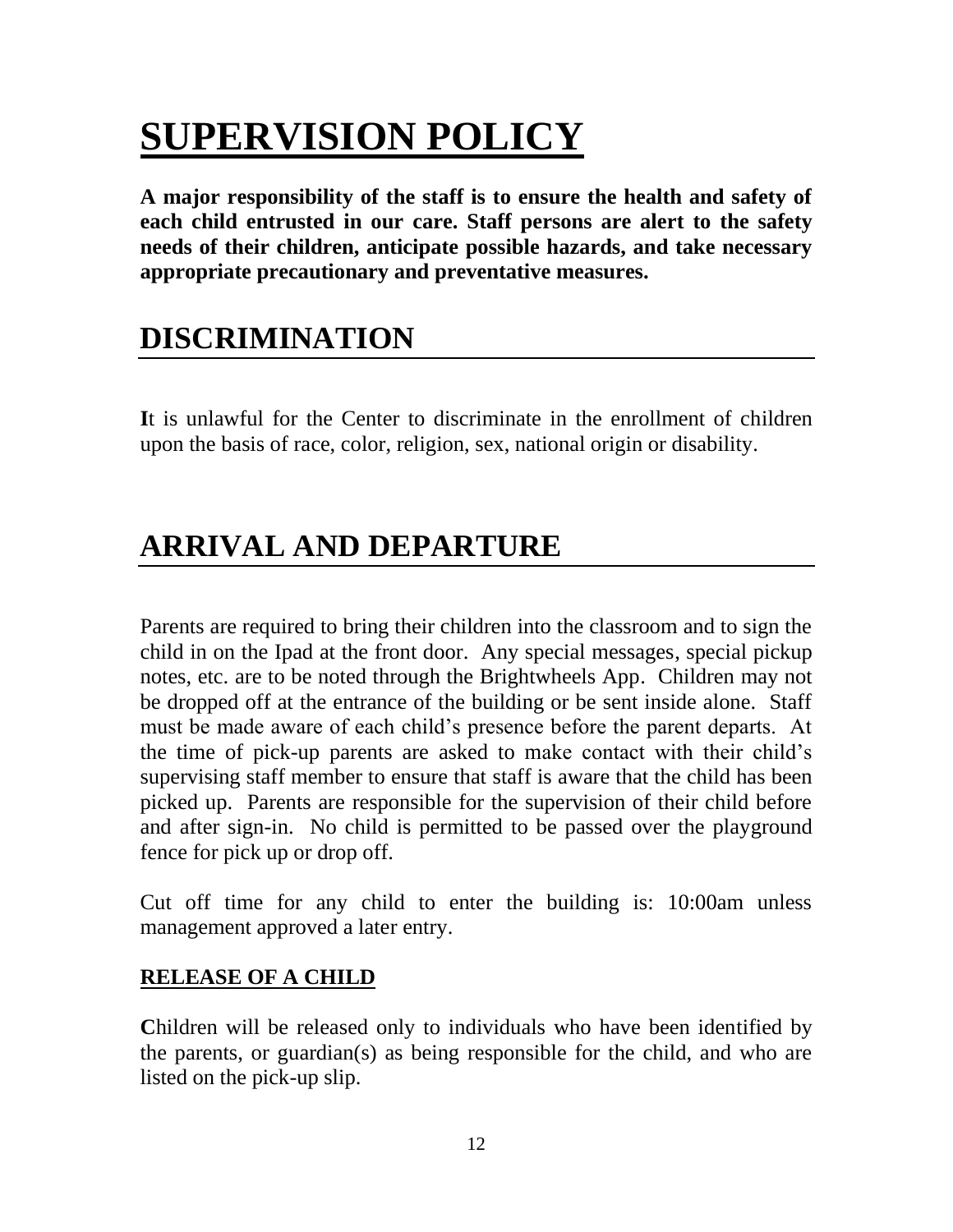# SUPERVISION POLICY

**A major responsibility of the staff is to ensure the health and safety of each child entrusted in our care. Staff persons are alert to the safety needs of their children, anticipate possible hazards, and take necessary appropriate precautionary and preventative measures.**

## DISCRIMINATION

**I**t is unlawful for the Center to discriminate in the enrollment of children upon the basis of race, color, religion, sex, national origin or disability.

## ARRIVAL AND DEPARTURE

Parents are required to bring their children into the classroom and to sign the child in on the Ipad at the front door. Any special messages, special pickup notes, etc. are to be noted through the Brightwheels App. Children may not be dropped off at the entrance of the building or be sent inside alone. Staff must be made aware of each child's presence before the parent departs. At the time of pick-up parents are asked to make contact with their child's supervising staff member to ensure that staff is aware that the child has been picked up. Parents are responsible for the supervision of their child before and after sign-in. No child is permitted to be passed over the playground fence for pick up or drop off.

Cut off time for any child to enter the building is: 10:00am unless management approved a later entry.

### RELEASE OF A CHILD

**C**hildren will be released only to individuals who have been identified by the parents, or guardian(s) as being responsible for the child, and who are listed on the pick-up slip.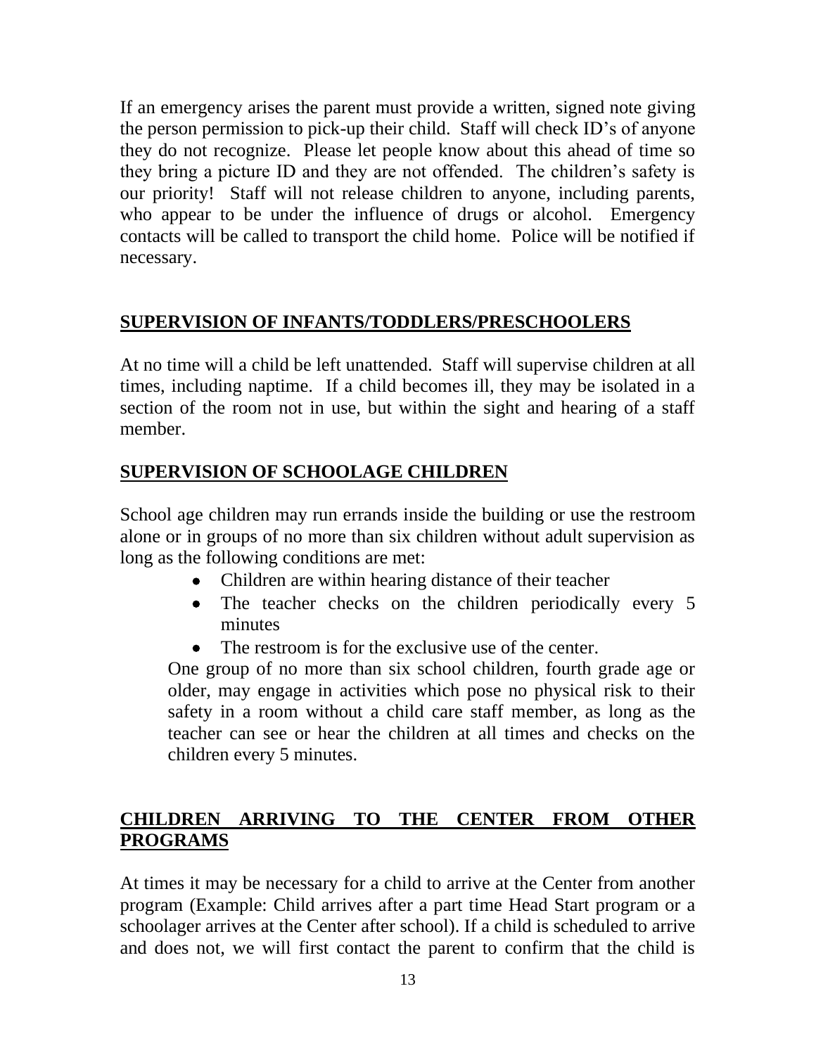If an emergency arises the parent must provide a written, signed note giving the person permission to pick-up their child. Staff will check ID's of anyone they do not recognize. Please let people know about this ahead of time so they bring a picture ID and they are not offended. The children's safety is our priority! Staff will not release children to anyone, including parents, who appear to be under the influence of drugs or alcohol. Emergency contacts will be called to transport the child home. Police will be notified if necessary.

## SUPERVISION OF INFANTS/TODDLERS/PRESCHOOLERS

At no time will a child be left unattended. Staff will supervise children at all times, including naptime. If a child becomes ill, they may be isolated in a section of the room not in use, but within the sight and hearing of a staff member.

## SUPERVISION OF SCHOOLAGE CHILDREN

School age children may run errands inside the building or use the restroom alone or in groups of no more than six children without adult supervision as long as the following conditions are met:

- Children are within hearing distance of their teacher
- The teacher checks on the children periodically every 5 minutes
- The restroom is for the exclusive use of the center.

One group of no more than six school children, fourth grade age or older, may engage in activities which pose no physical risk to their safety in a room without a child care staff member, as long as the teacher can see or hear the children at all times and checks on the children every 5 minutes.

## CHILDREN ARRIVING TO THE CENTER FROM OTHER PROGRAMS

At times it may be necessary for a child to arrive at the Center from another program (Example: Child arrives after a part time Head Start program or a schoolager arrives at the Center after school). If a child is scheduled to arrive and does not, we will first contact the parent to confirm that the child is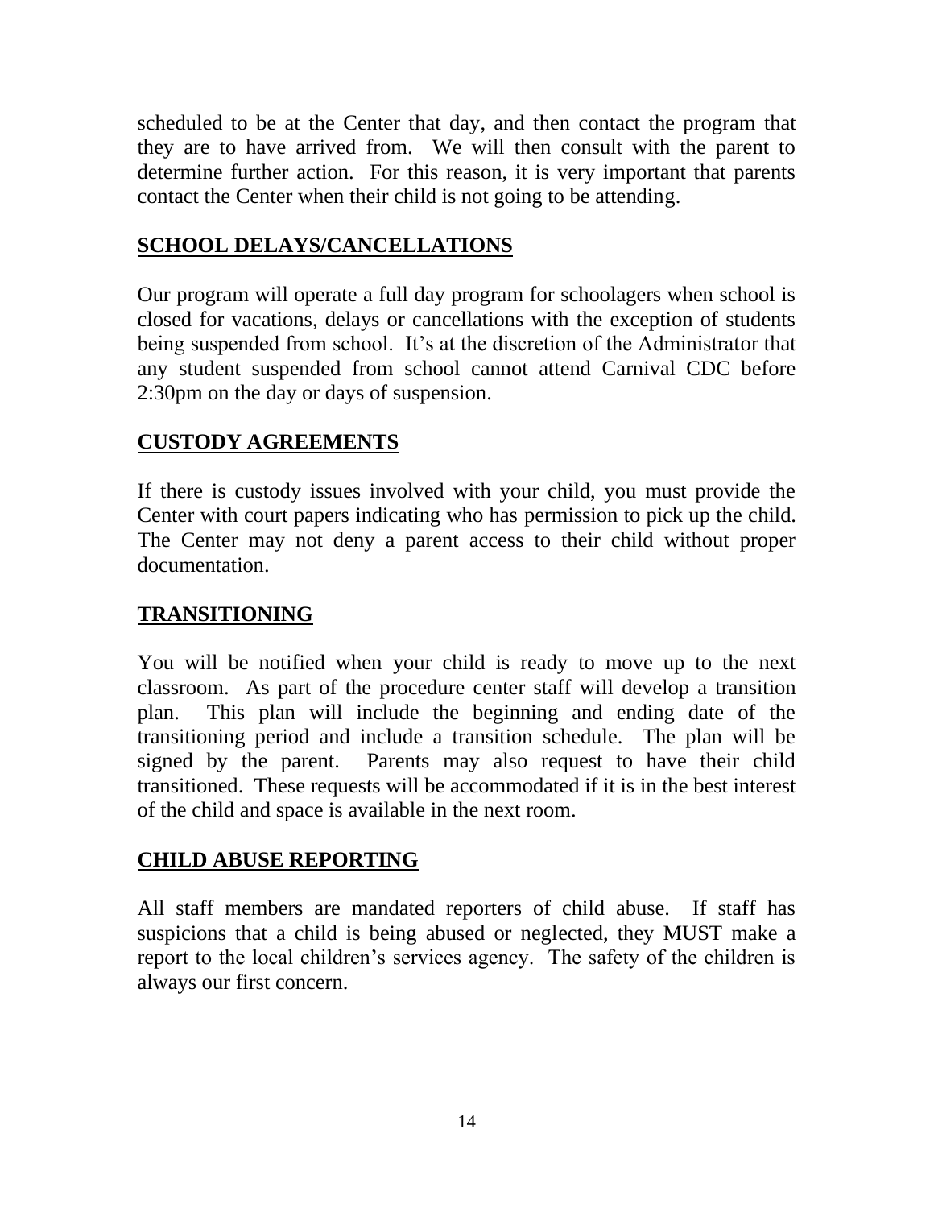scheduled to be at the Center that day, and then contact the program that they are to have arrived from. We will then consult with the parent to determine further action. For this reason, it is very important that parents contact the Center when their child is not going to be attending.

## SCHOOL DELAYS/CANCELLATIONS

Our program will operate a full day program for schoolagers when school is closed for vacations, delays or cancellations with the exception of students being suspended from school. It's at the discretion of the Administrator that any student suspended from school cannot attend Carnival CDC before 2:30pm on the day or days of suspension.

## CUSTODY AGREEMENTS

If there is custody issues involved with your child, you must provide the Center with court papers indicating who has permission to pick up the child. The Center may not deny a parent access to their child without proper documentation.

## TRANSITIONING

You will be notified when your child is ready to move up to the next classroom. As part of the procedure center staff will develop a transition plan. This plan will include the beginning and ending date of the transitioning period and include a transition schedule. The plan will be signed by the parent. Parents may also request to have their child transitioned. These requests will be accommodated if it is in the best interest of the child and space is available in the next room.

## CHILD ABUSE REPORTING

All staff members are mandated reporters of child abuse. If staff has suspicions that a child is being abused or neglected, they MUST make a report to the local children's services agency. The safety of the children is always our first concern.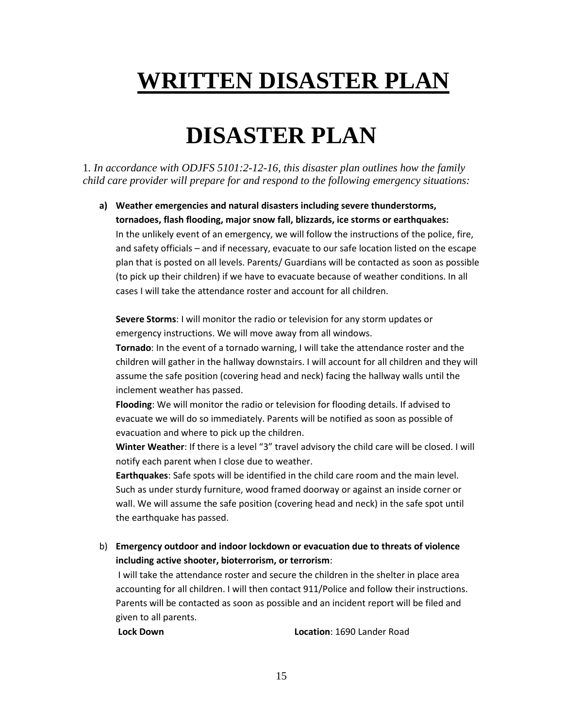# WRITTEN DISASTER PLAN

# DISASTER PLAN

1. *In accordance with ODJFS 5101:2-12-16, this disaster plan outlines how the family child care provider will prepare for and respond to the following emergency situations:*

**a) Weather emergencies and natural disasters including severe thunderstorms, tornadoes, flash flooding, major snow fall, blizzards, ice storms or earthquakes:**
In the unlikely event of an emergency, we will follow the instructions of the police, fire, and safety officials – and if necessary, evacuate to our safe location listed on the escape plan that is posted on all levels. Parents/ Guardians will be contacted as soon as possible (to pick up their children) if we have to evacuate because of weather conditions. In all cases I will take the attendance roster and account for all children.

**Severe Storms**: I will monitor the radio or television for any storm updates or emergency instructions. We will move away from all windows.
**Tornado**: In the event of a tornado warning, I will take the attendance roster and the children will gather in the hallway downstairs. I will account for all children and they will assume the safe position (covering head and neck) facing the hallway walls until the inclement weather has passed.
**Flooding**: We will monitor the radio or television for flooding details. If advised to evacuate we will do so immediately. Parents will be notified as soon as possible of evacuation and where to pick up the children.
**Winter Weather**: If there is a level "3" travel advisory the child care will be closed. I will notify each parent when I close due to weather.
**Earthquakes**: Safe spots will be identified in the child care room and the main level. Such as under sturdy furniture, wood framed doorway or against an inside corner or wall. We will assume the safe position (covering head and neck) in the safe spot until the earthquake has passed.

b) **Emergency outdoor and indoor lockdown or evacuation due to threats of violence including active shooter, bioterrorism, or terrorism**:
I will take the attendance roster and secure the children in the shelter in place area accounting for all children. I will then contact 911/Police and follow their instructions. Parents will be contacted as soon as possible and an incident report will be filed and given to all parents.
**Lock Down** **Location**: 1690 Lander Road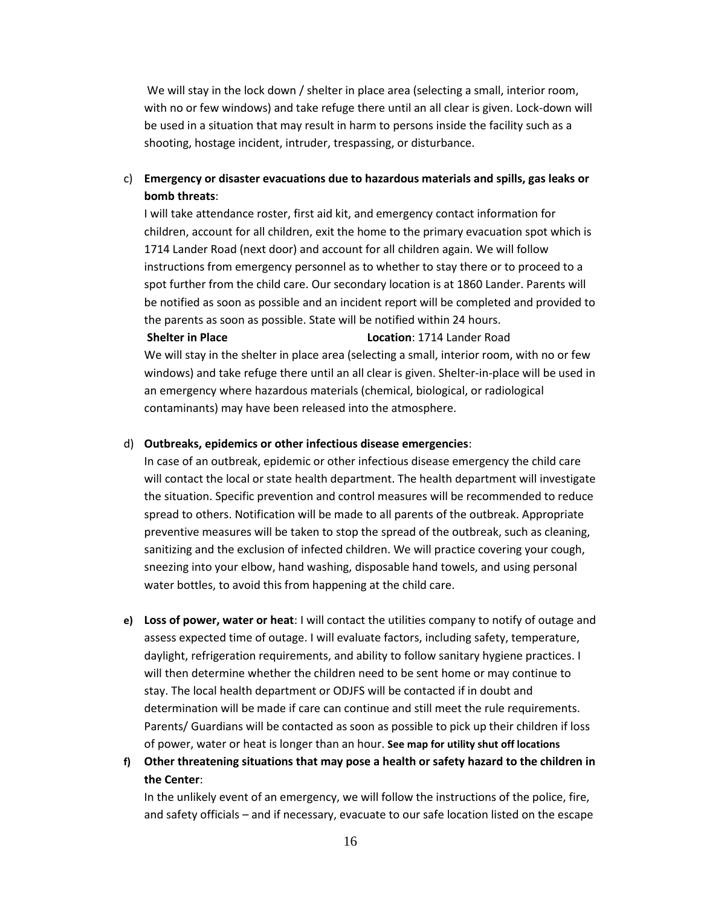We will stay in the lock down / shelter in place area (selecting a small, interior room, with no or few windows) and take refuge there until an all clear is given. Lock-down will be used in a situation that may result in harm to persons inside the facility such as a shooting, hostage incident, intruder, trespassing, or disturbance.

c) **Emergency or disaster evacuations due to hazardous materials and spills, gas leaks or bomb threats**:
I will take attendance roster, first aid kit, and emergency contact information for children, account for all children, exit the home to the primary evacuation spot which is 1714 Lander Road (next door) and account for all children again. We will follow instructions from emergency personnel as to whether to stay there or to proceed to a spot further from the child care. Our secondary location is at 1860 Lander. Parents will be notified as soon as possible and an incident report will be completed and provided to the parents as soon as possible. State will be notified within 24 hours.
**Shelter in Place** **Location**: 1714 Lander Road
We will stay in the shelter in place area (selecting a small, interior room, with no or few windows) and take refuge there until an all clear is given. Shelter-in-place will be used in an emergency where hazardous materials (chemical, biological, or radiological contaminants) may have been released into the atmosphere.

d) **Outbreaks, epidemics or other infectious disease emergencies**:
In case of an outbreak, epidemic or other infectious disease emergency the child care will contact the local or state health department. The health department will investigate the situation. Specific prevention and control measures will be recommended to reduce spread to others. Notification will be made to all parents of the outbreak. Appropriate preventive measures will be taken to stop the spread of the outbreak, such as cleaning, sanitizing and the exclusion of infected children. We will practice covering your cough, sneezing into your elbow, hand washing, disposable hand towels, and using personal water bottles, to avoid this from happening at the child care.

**e) Loss of power, water or heat**: I will contact the utilities company to notify of outage and assess expected time of outage. I will evaluate factors, including safety, temperature, daylight, refrigeration requirements, and ability to follow sanitary hygiene practices. I will then determine whether the children need to be sent home or may continue to stay. The local health department or ODJFS will be contacted if in doubt and determination will be made if care can continue and still meet the rule requirements. Parents/ Guardians will be contacted as soon as possible to pick up their children if loss of power, water or heat is longer than an hour. **See map for utility shut off locations**

**f) Other threatening situations that may pose a health or safety hazard to the children in the Center**:
In the unlikely event of an emergency, we will follow the instructions of the police, fire, and safety officials – and if necessary, evacuate to our safe location listed on the escape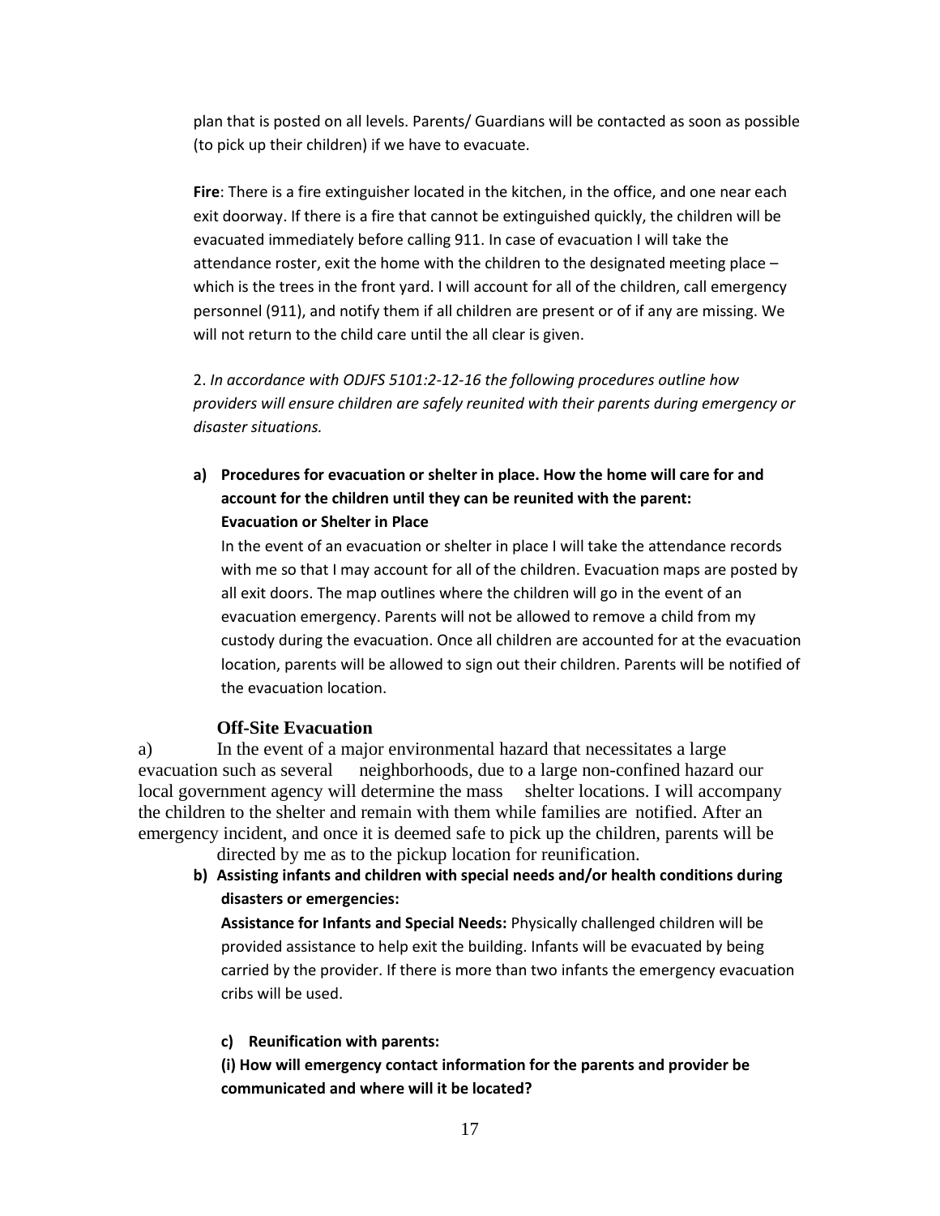plan that is posted on all levels. Parents/ Guardians will be contacted as soon as possible (to pick up their children) if we have to evacuate.

**Fire**: There is a fire extinguisher located in the kitchen, in the office, and one near each exit doorway. If there is a fire that cannot be extinguished quickly, the children will be evacuated immediately before calling 911. In case of evacuation I will take the attendance roster, exit the home with the children to the designated meeting place – which is the trees in the front yard. I will account for all of the children, call emergency personnel (911), and notify them if all children are present or of if any are missing. We will not return to the child care until the all clear is given.

2. *In accordance with ODJFS 5101:2-12-16 the following procedures outline how providers will ensure children are safely reunited with their parents during emergency or disaster situations.*

**a) Procedures for evacuation or shelter in place. How the home will care for and account for the children until they can be reunited with the parent:**
**Evacuation or Shelter in Place**

In the event of an evacuation or shelter in place I will take the attendance records with me so that I may account for all of the children. Evacuation maps are posted by all exit doors. The map outlines where the children will go in the event of an evacuation emergency. Parents will not be allowed to remove a child from my custody during the evacuation. Once all children are accounted for at the evacuation location, parents will be allowed to sign out their children. Parents will be notified of the evacuation location.

**Off-Site Evacuation**

a) In the event of a major environmental hazard that necessitates a large evacuation such as several neighborhoods, due to a large non-confined hazard our local government agency will determine the mass shelter locations. I will accompany the children to the shelter and remain with them while families are notified. After an emergency incident, and once it is deemed safe to pick up the children, parents will be directed by me as to the pickup location for reunification.

**b) Assisting infants and children with special needs and/or health conditions during disasters or emergencies:**

**Assistance for Infants and Special Needs:** Physically challenged children will be provided assistance to help exit the building. Infants will be evacuated by being carried by the provider. If there is more than two infants the emergency evacuation cribs will be used.

**c) Reunification with parents:**

**(i) How will emergency contact information for the parents and provider be communicated and where will it be located?**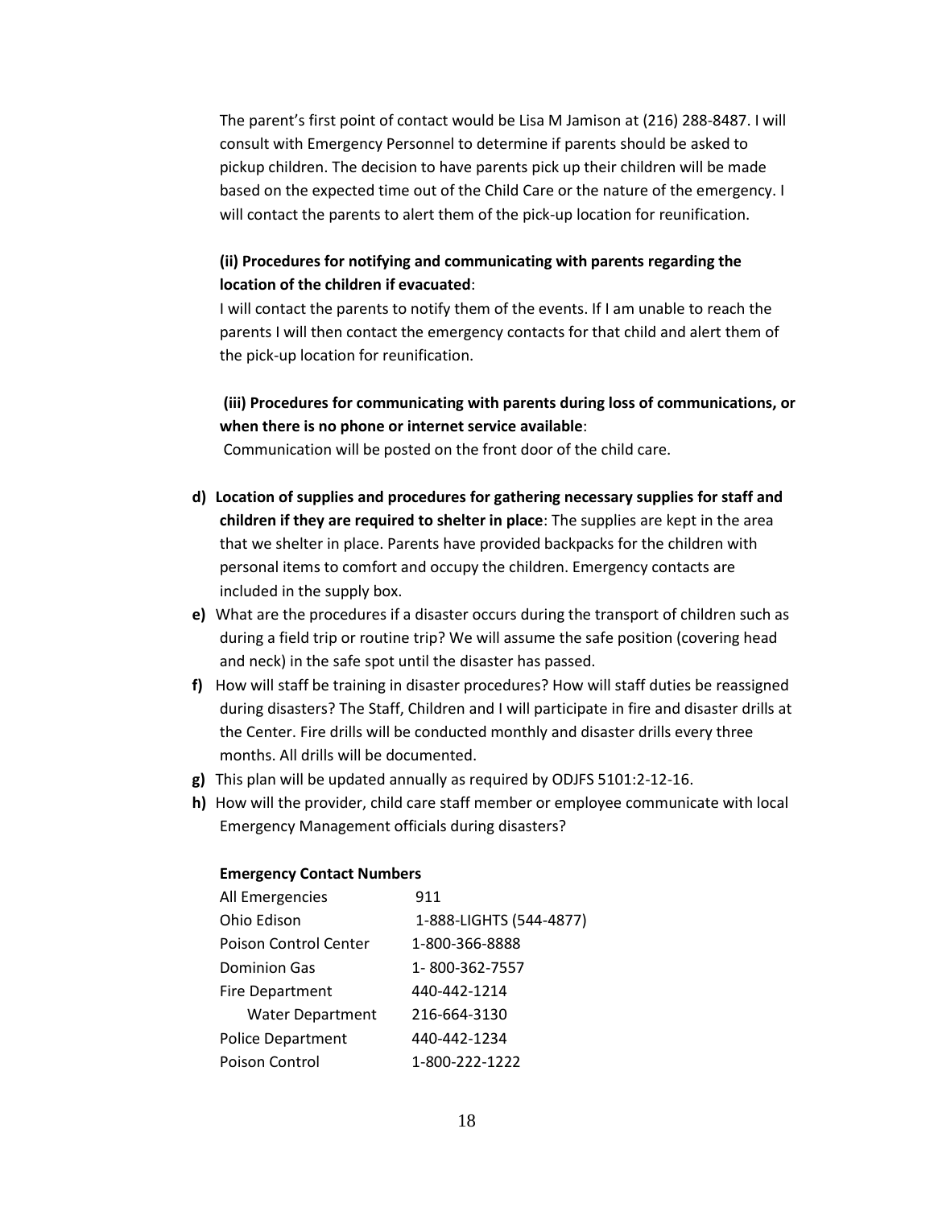The parent's first point of contact would be Lisa M Jamison at (216) 288-8487. I will consult with Emergency Personnel to determine if parents should be asked to pickup children. The decision to have parents pick up their children will be made based on the expected time out of the Child Care or the nature of the emergency. I will contact the parents to alert them of the pick-up location for reunification.

**(ii) Procedures for notifying and communicating with parents regarding the location of the children if evacuated**:
I will contact the parents to notify them of the events. If I am unable to reach the parents I will then contact the emergency contacts for that child and alert them of the pick-up location for reunification.

**(iii) Procedures for communicating with parents during loss of communications, or when there is no phone or internet service available**:
Communication will be posted on the front door of the child care.

- **d) Location of supplies and procedures for gathering necessary supplies for staff and children if they are required to shelter in place**: The supplies are kept in the area that we shelter in place. Parents have provided backpacks for the children with personal items to comfort and occupy the children. Emergency contacts are included in the supply box.
- **e)** What are the procedures if a disaster occurs during the transport of children such as during a field trip or routine trip? We will assume the safe position (covering head and neck) in the safe spot until the disaster has passed.
- **f)** How will staff be training in disaster procedures? How will staff duties be reassigned during disasters? The Staff, Children and I will participate in fire and disaster drills at the Center. Fire drills will be conducted monthly and disaster drills every three months. All drills will be documented.
- **g)** This plan will be updated annually as required by ODJFS 5101:2-12-16.
- **h)** How will the provider, child care staff member or employee communicate with local Emergency Management officials during disasters?

**Emergency Contact Numbers**

| | |
|---|---|
| All Emergencies | 911 |
| Ohio Edison | 1-888-LIGHTS (544-4877) |
| Poison Control Center | 1-800-366-8888 |
| Dominion Gas | 1- 800-362-7557 |
| Fire Department | 440-442-1214 |
| Water Department | 216-664-3130 |
| Police Department | 440-442-1234 |
| Poison Control | 1-800-222-1222 |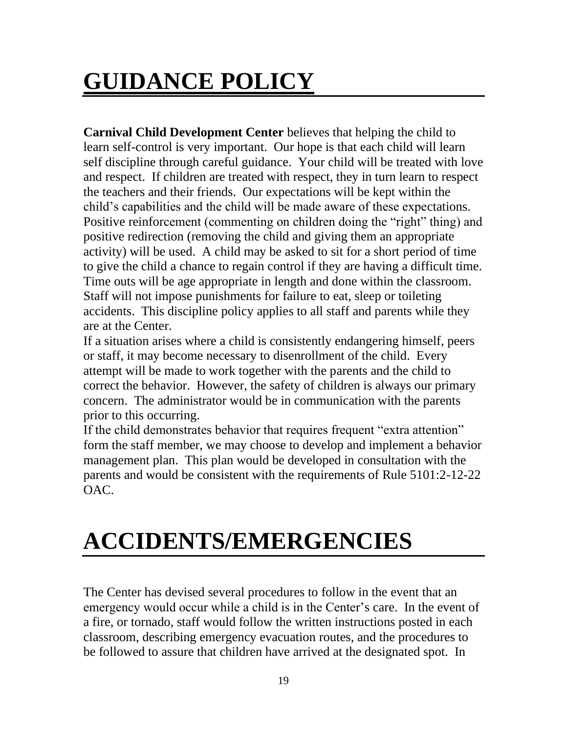# GUIDANCE POLICY

**Carnival Child Development Center** believes that helping the child to learn self-control is very important. Our hope is that each child will learn self discipline through careful guidance. Your child will be treated with love and respect. If children are treated with respect, they in turn learn to respect the teachers and their friends. Our expectations will be kept within the child's capabilities and the child will be made aware of these expectations. Positive reinforcement (commenting on children doing the "right" thing) and positive redirection (removing the child and giving them an appropriate activity) will be used. A child may be asked to sit for a short period of time to give the child a chance to regain control if they are having a difficult time. Time outs will be age appropriate in length and done within the classroom. Staff will not impose punishments for failure to eat, sleep or toileting accidents. This discipline policy applies to all staff and parents while they are at the Center.

If a situation arises where a child is consistently endangering himself, peers or staff, it may become necessary to disenrollment of the child. Every attempt will be made to work together with the parents and the child to correct the behavior. However, the safety of children is always our primary concern. The administrator would be in communication with the parents prior to this occurring.

If the child demonstrates behavior that requires frequent "extra attention" form the staff member, we may choose to develop and implement a behavior management plan. This plan would be developed in consultation with the parents and would be consistent with the requirements of Rule 5101:2-12-22 OAC.

# ACCIDENTS/EMERGENCIES

The Center has devised several procedures to follow in the event that an emergency would occur while a child is in the Center's care. In the event of a fire, or tornado, staff would follow the written instructions posted in each classroom, describing emergency evacuation routes, and the procedures to be followed to assure that children have arrived at the designated spot. In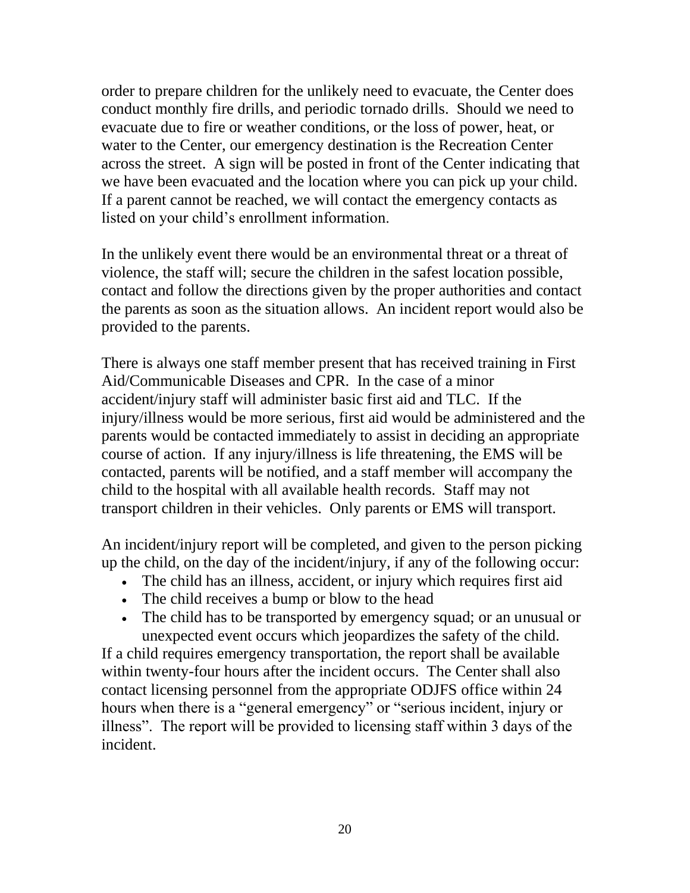order to prepare children for the unlikely need to evacuate, the Center does conduct monthly fire drills, and periodic tornado drills. Should we need to evacuate due to fire or weather conditions, or the loss of power, heat, or water to the Center, our emergency destination is the Recreation Center across the street. A sign will be posted in front of the Center indicating that we have been evacuated and the location where you can pick up your child. If a parent cannot be reached, we will contact the emergency contacts as listed on your child's enrollment information.

In the unlikely event there would be an environmental threat or a threat of violence, the staff will; secure the children in the safest location possible, contact and follow the directions given by the proper authorities and contact the parents as soon as the situation allows. An incident report would also be provided to the parents.

There is always one staff member present that has received training in First Aid/Communicable Diseases and CPR. In the case of a minor accident/injury staff will administer basic first aid and TLC. If the injury/illness would be more serious, first aid would be administered and the parents would be contacted immediately to assist in deciding an appropriate course of action. If any injury/illness is life threatening, the EMS will be contacted, parents will be notified, and a staff member will accompany the child to the hospital with all available health records. Staff may not transport children in their vehicles. Only parents or EMS will transport.

An incident/injury report will be completed, and given to the person picking up the child, on the day of the incident/injury, if any of the following occur:

- The child has an illness, accident, or injury which requires first aid
- The child receives a bump or blow to the head
- The child has to be transported by emergency squad; or an unusual or unexpected event occurs which jeopardizes the safety of the child.

If a child requires emergency transportation, the report shall be available within twenty-four hours after the incident occurs. The Center shall also contact licensing personnel from the appropriate ODJFS office within 24 hours when there is a "general emergency" or "serious incident, injury or illness". The report will be provided to licensing staff within 3 days of the incident.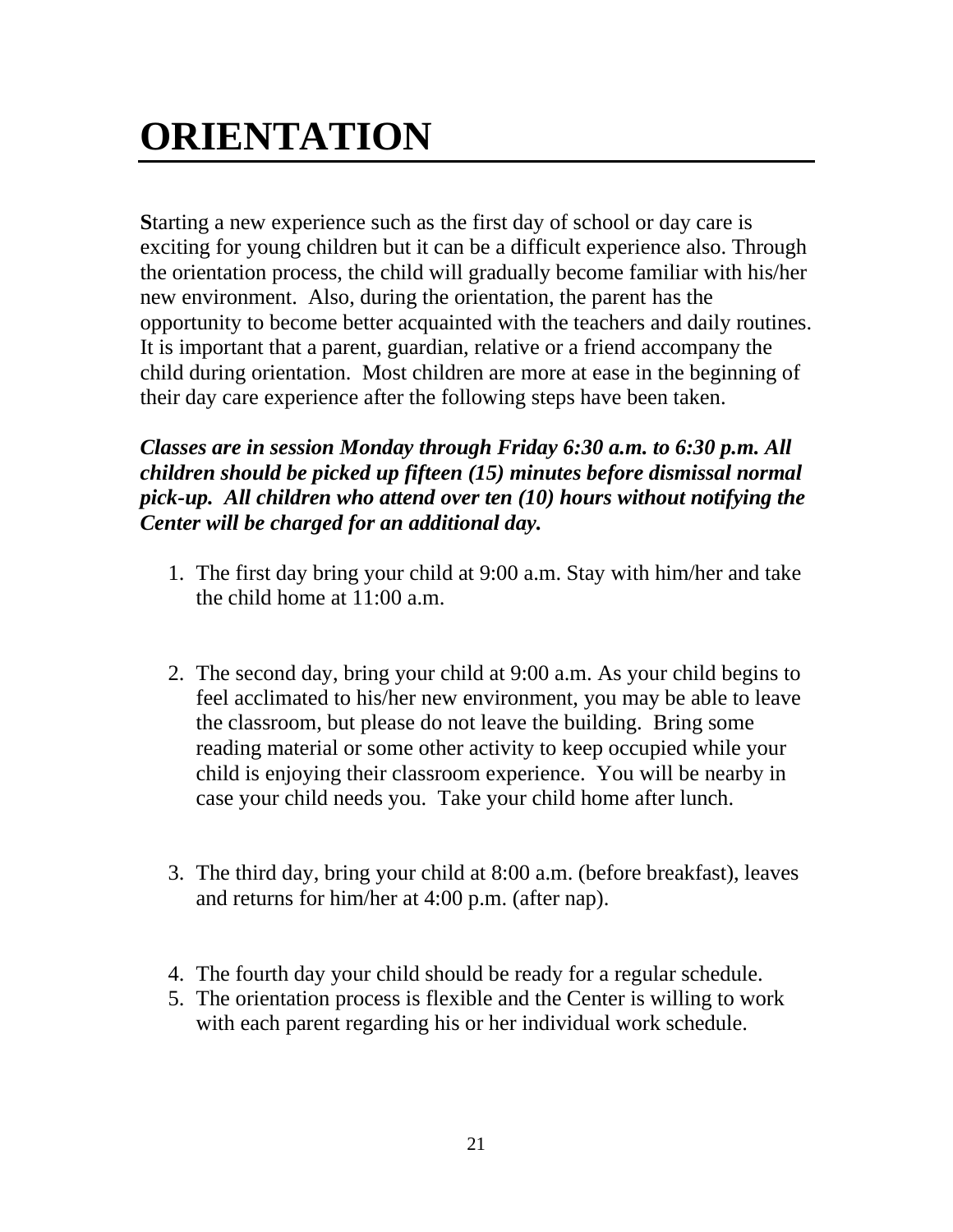# ORIENTATION

**S**tarting a new experience such as the first day of school or day care is exciting for young children but it can be a difficult experience also. Through the orientation process, the child will gradually become familiar with his/her new environment. Also, during the orientation, the parent has the opportunity to become better acquainted with the teachers and daily routines. It is important that a parent, guardian, relative or a friend accompany the child during orientation. Most children are more at ease in the beginning of their day care experience after the following steps have been taken.

***Classes are in session Monday through Friday 6:30 a.m. to 6:30 p.m. All children should be picked up fifteen (15) minutes before dismissal normal pick-up. All children who attend over ten (10) hours without notifying the Center will be charged for an additional day.***

1. The first day bring your child at 9:00 a.m. Stay with him/her and take the child home at 11:00 a.m.

2. The second day, bring your child at 9:00 a.m. As your child begins to feel acclimated to his/her new environment, you may be able to leave the classroom, but please do not leave the building. Bring some reading material or some other activity to keep occupied while your child is enjoying their classroom experience. You will be nearby in case your child needs you. Take your child home after lunch.

3. The third day, bring your child at 8:00 a.m. (before breakfast), leaves and returns for him/her at 4:00 p.m. (after nap).

4. The fourth day your child should be ready for a regular schedule.
5. The orientation process is flexible and the Center is willing to work with each parent regarding his or her individual work schedule.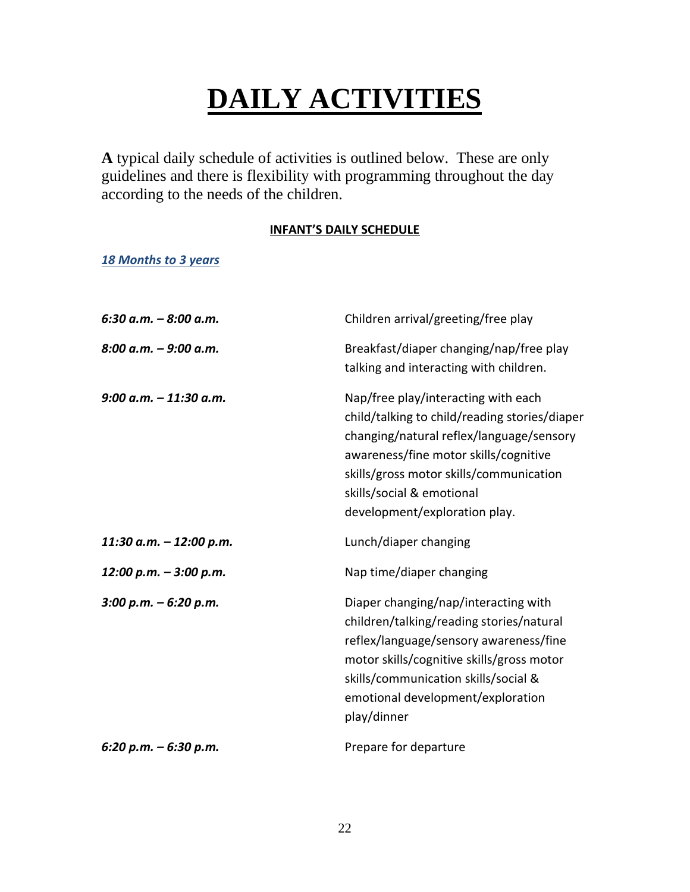# DAILY ACTIVITIES

**A** typical daily schedule of activities is outlined below. These are only guidelines and there is flexibility with programming throughout the day according to the needs of the children.

**INFANT'S DAILY SCHEDULE**

***18 Months to 3 years***

| | |
|---|---|
| *6:30 a.m. – 8:00 a.m.* | Children arrival/greeting/free play |
| *8:00 a.m. – 9:00 a.m.* | Breakfast/diaper changing/nap/free play talking and interacting with children. |
| *9:00 a.m. – 11:30 a.m.* | Nap/free play/interacting with each child/talking to child/reading stories/diaper changing/natural reflex/language/sensory awareness/fine motor skills/cognitive skills/gross motor skills/communication skills/social & emotional development/exploration play. |
| *11:30 a.m. – 12:00 p.m.* | Lunch/diaper changing |
| *12:00 p.m. – 3:00 p.m.* | Nap time/diaper changing |
| *3:00 p.m. – 6:20 p.m.* | Diaper changing/nap/interacting with children/talking/reading stories/natural reflex/language/sensory awareness/fine motor skills/cognitive skills/gross motor skills/communication skills/social & emotional development/exploration play/dinner |
| *6:20 p.m. – 6:30 p.m.* | Prepare for departure |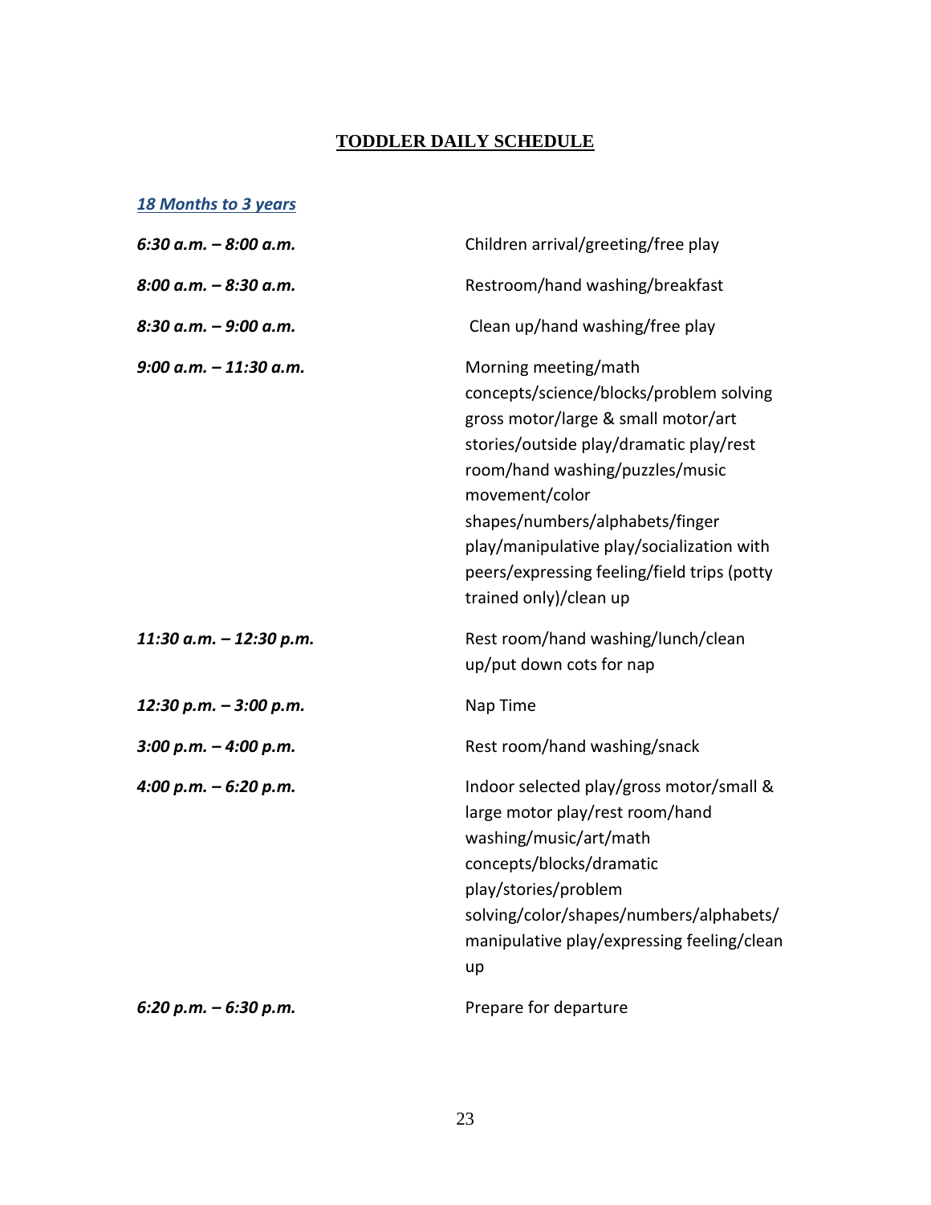# TODDLER DAILY SCHEDULE

***18 Months to 3 years***

| | |
|---|---|
| ***6:30 a.m. – 8:00 a.m.*** | Children arrival/greeting/free play |
| ***8:00 a.m. – 8:30 a.m.*** | Restroom/hand washing/breakfast |
| ***8:30 a.m. – 9:00 a.m.*** | Clean up/hand washing/free play |
| ***9:00 a.m. – 11:30 a.m.*** | Morning meeting/math concepts/science/blocks/problem solving gross motor/large & small motor/art stories/outside play/dramatic play/rest room/hand washing/puzzles/music movement/color shapes/numbers/alphabets/finger play/manipulative play/socialization with peers/expressing feeling/field trips (potty trained only)/clean up |
| ***11:30 a.m. – 12:30 p.m.*** | Rest room/hand washing/lunch/clean up/put down cots for nap |
| ***12:30 p.m. – 3:00 p.m.*** | Nap Time |
| ***3:00 p.m. – 4:00 p.m.*** | Rest room/hand washing/snack |
| ***4:00 p.m. – 6:20 p.m.*** | Indoor selected play/gross motor/small & large motor play/rest room/hand washing/music/art/math concepts/blocks/dramatic play/stories/problem solving/color/shapes/numbers/alphabets/ manipulative play/expressing feeling/clean up |
| ***6:20 p.m. – 6:30 p.m.*** | Prepare for departure |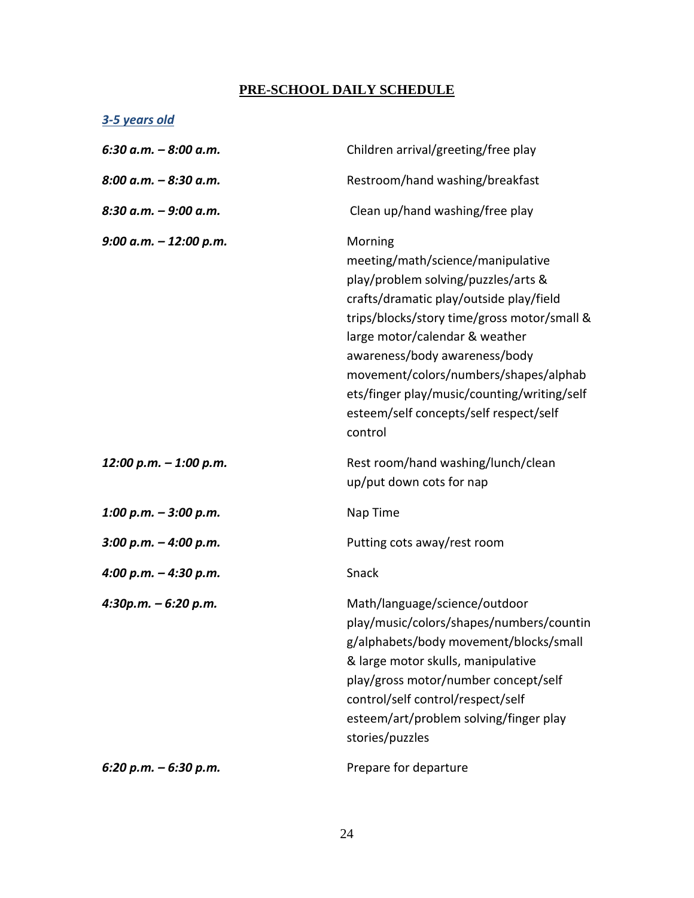## PRE-SCHOOL DAILY SCHEDULE

***3-5 years old***

| | |
|---|---|
| ***6:30 a.m. – 8:00 a.m.*** | Children arrival/greeting/free play |
| ***8:00 a.m. – 8:30 a.m.*** | Restroom/hand washing/breakfast |
| ***8:30 a.m. – 9:00 a.m.*** | Clean up/hand washing/free play |
| ***9:00 a.m. – 12:00 p.m.*** | Morning meeting/math/science/manipulative play/problem solving/puzzles/arts & crafts/dramatic play/outside play/field trips/blocks/story time/gross motor/small & large motor/calendar & weather awareness/body awareness/body movement/colors/numbers/shapes/alphabets/finger play/music/counting/writing/self esteem/self concepts/self respect/self control |
| ***12:00 p.m. – 1:00 p.m.*** | Rest room/hand washing/lunch/clean up/put down cots for nap |
| ***1:00 p.m. – 3:00 p.m.*** | Nap Time |
| ***3:00 p.m. – 4:00 p.m.*** | Putting cots away/rest room |
| ***4:00 p.m. – 4:30 p.m.*** | Snack |
| ***4:30p.m. – 6:20 p.m.*** | Math/language/science/outdoor play/music/colors/shapes/numbers/counting/alphabets/body movement/blocks/small & large motor skulls, manipulative play/gross motor/number concept/self control/self control/respect/self esteem/art/problem solving/finger play stories/puzzles |
| ***6:20 p.m. – 6:30 p.m.*** | Prepare for departure |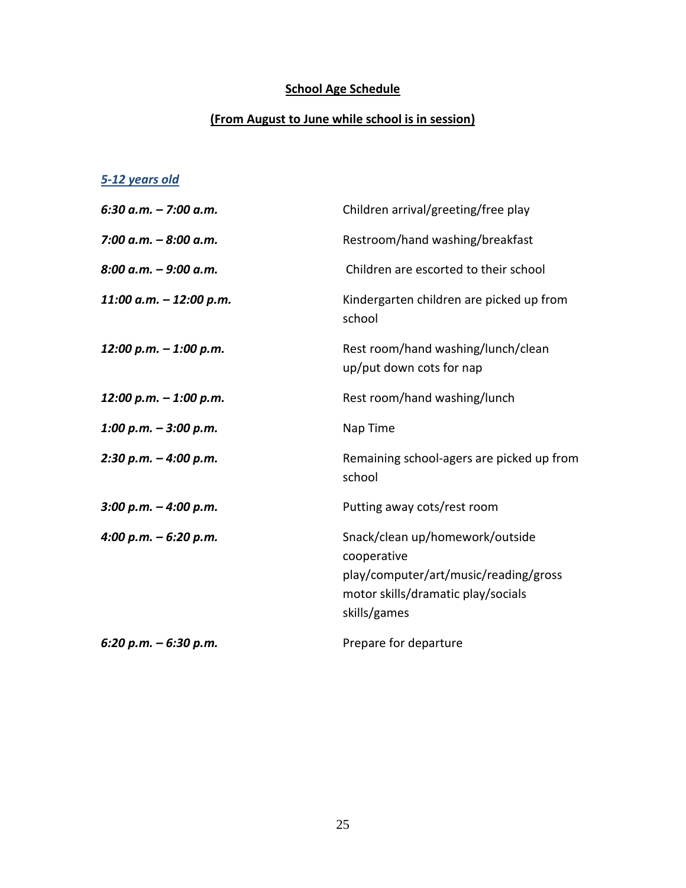**<u>School Age Schedule</u>**

**<u>(From August to June while school is in session)</u>**

***<u>5-12 years old</u>***

| | |
|---|---|
| ***6:30 a.m. – 7:00 a.m.*** | Children arrival/greeting/free play |
| ***7:00 a.m. – 8:00 a.m.*** | Restroom/hand washing/breakfast |
| ***8:00 a.m. – 9:00 a.m.*** | Children are escorted to their school |
| ***11:00 a.m. – 12:00 p.m.*** | Kindergarten children are picked up from school |
| ***12:00 p.m. – 1:00 p.m.*** | Rest room/hand washing/lunch/clean up/put down cots for nap |
| ***12:00 p.m. – 1:00 p.m.*** | Rest room/hand washing/lunch |
| ***1:00 p.m. – 3:00 p.m.*** | Nap Time |
| ***2:30 p.m. – 4:00 p.m.*** | Remaining school-agers are picked up from school |
| ***3:00 p.m. – 4:00 p.m.*** | Putting away cots/rest room |
| ***4:00 p.m. – 6:20 p.m.*** | Snack/clean up/homework/outside cooperative play/computer/art/music/reading/gross motor skills/dramatic play/socials skills/games |
| ***6:20 p.m. – 6:30 p.m.*** | Prepare for departure |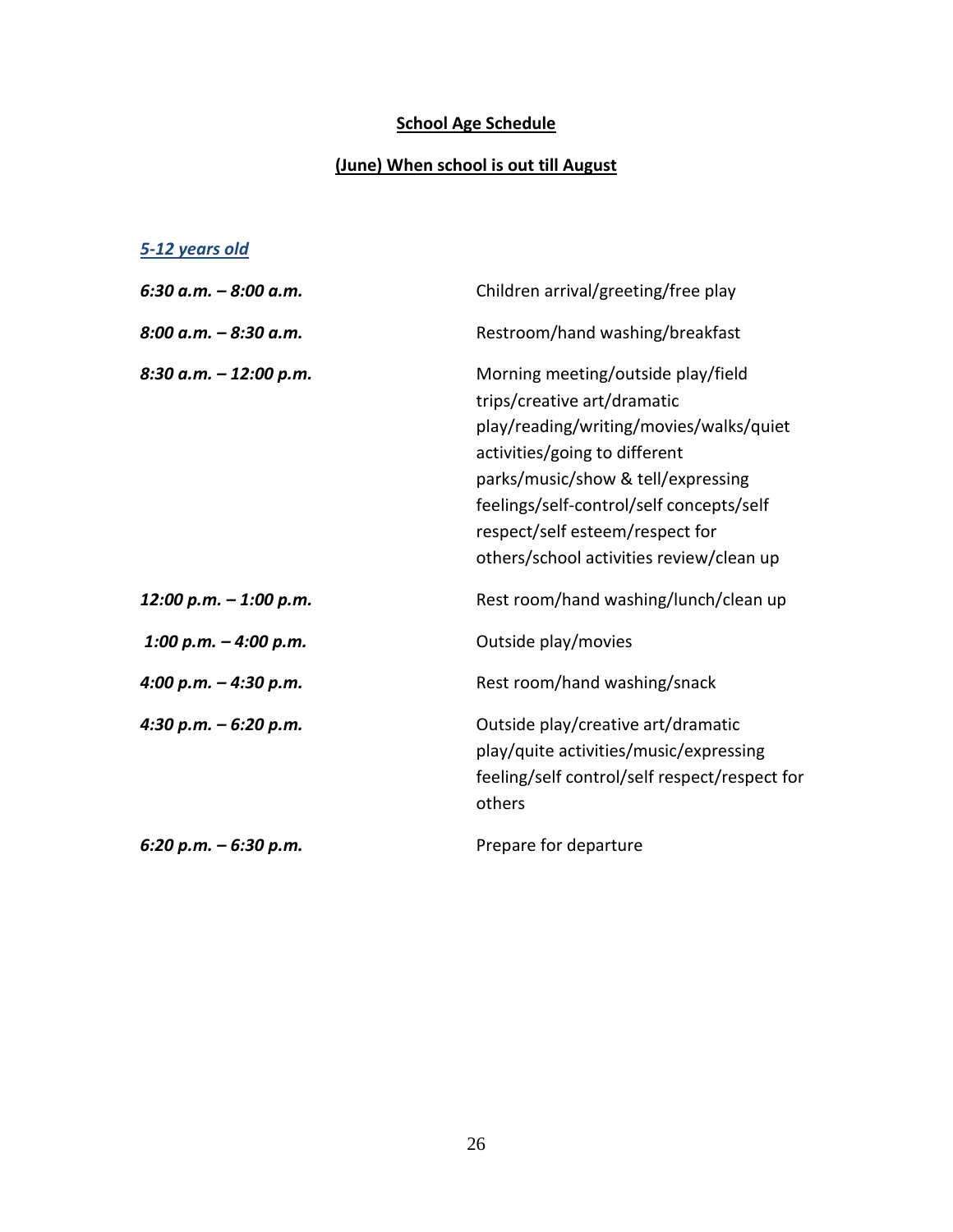**<u>School Age Schedule</u>**

**<u>(June) When school is out till August</u>**

*<u>5-12 years old</u>*

| | |
|---|---|
| ***6:30 a.m. – 8:00 a.m.*** | Children arrival/greeting/free play |
| ***8:00 a.m. – 8:30 a.m.*** | Restroom/hand washing/breakfast |
| ***8:30 a.m. – 12:00 p.m.*** | Morning meeting/outside play/field trips/creative art/dramatic play/reading/writing/movies/walks/quiet activities/going to different parks/music/show & tell/expressing feelings/self-control/self concepts/self respect/self esteem/respect for others/school activities review/clean up |
| ***12:00 p.m. – 1:00 p.m.*** | Rest room/hand washing/lunch/clean up |
| ***1:00 p.m. – 4:00 p.m.*** | Outside play/movies |
| ***4:00 p.m. – 4:30 p.m.*** | Rest room/hand washing/snack |
| ***4:30 p.m. – 6:20 p.m.*** | Outside play/creative art/dramatic play/quite activities/music/expressing feeling/self control/self respect/respect for others |
| ***6:20 p.m. – 6:30 p.m.*** | Prepare for departure |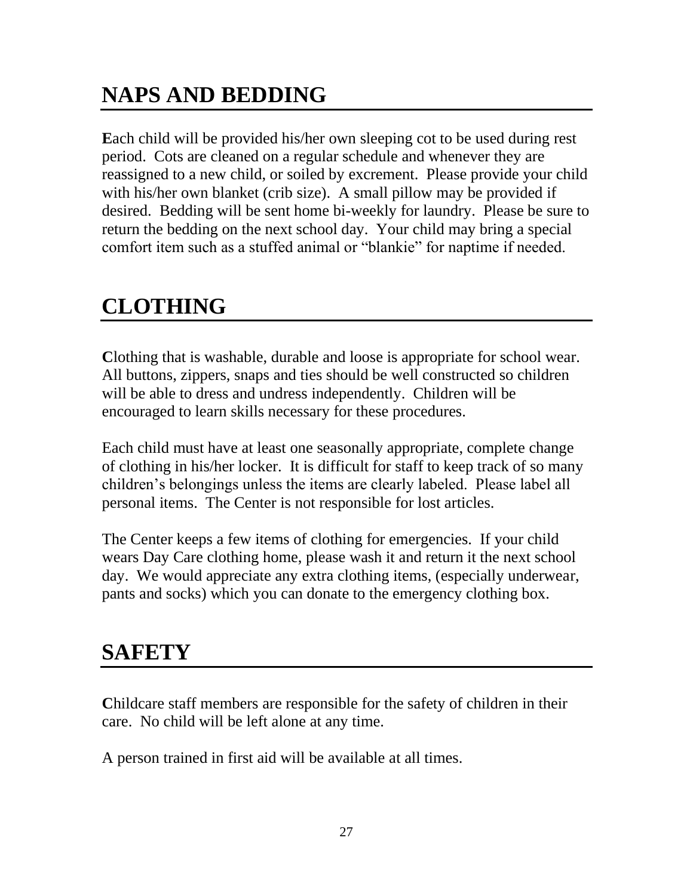## NAPS AND BEDDING

**E**ach child will be provided his/her own sleeping cot to be used during rest period. Cots are cleaned on a regular schedule and whenever they are reassigned to a new child, or soiled by excrement. Please provide your child with his/her own blanket (crib size). A small pillow may be provided if desired. Bedding will be sent home bi-weekly for laundry. Please be sure to return the bedding on the next school day. Your child may bring a special comfort item such as a stuffed animal or "blankie" for naptime if needed.

## CLOTHING

**C**lothing that is washable, durable and loose is appropriate for school wear. All buttons, zippers, snaps and ties should be well constructed so children will be able to dress and undress independently. Children will be encouraged to learn skills necessary for these procedures.

Each child must have at least one seasonally appropriate, complete change of clothing in his/her locker. It is difficult for staff to keep track of so many children's belongings unless the items are clearly labeled. Please label all personal items. The Center is not responsible for lost articles.

The Center keeps a few items of clothing for emergencies. If your child wears Day Care clothing home, please wash it and return it the next school day. We would appreciate any extra clothing items, (especially underwear, pants and socks) which you can donate to the emergency clothing box.

## SAFETY

**C**hildcare staff members are responsible for the safety of children in their care. No child will be left alone at any time.

A person trained in first aid will be available at all times.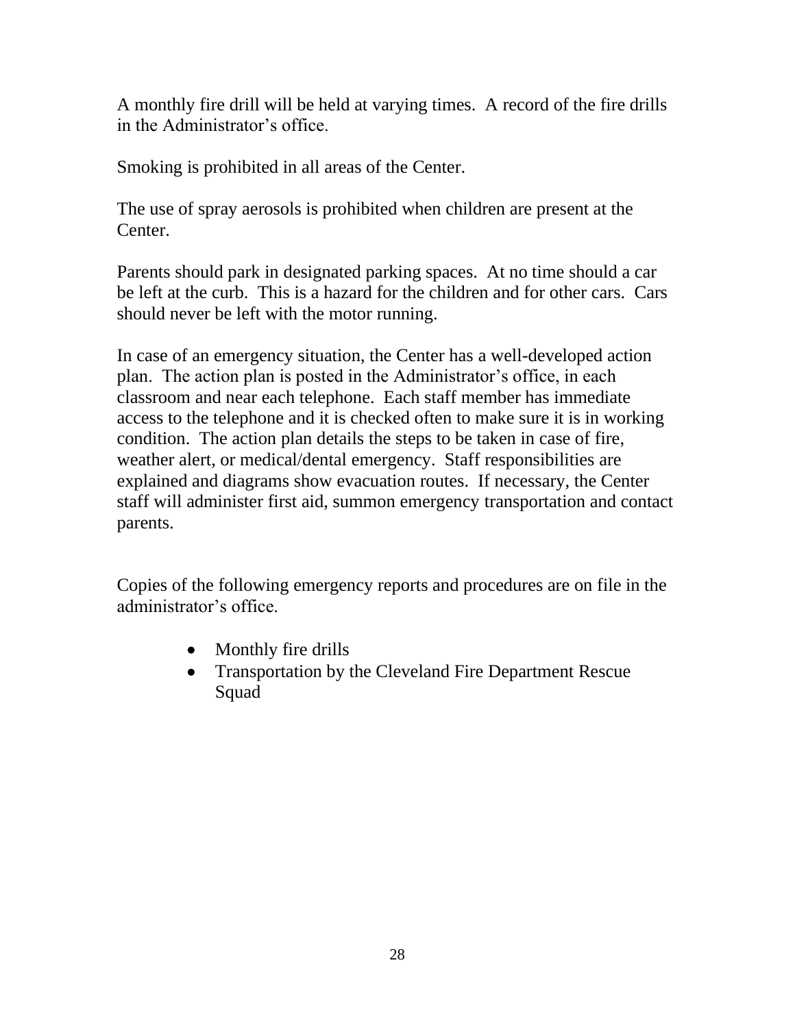A monthly fire drill will be held at varying times. A record of the fire drills in the Administrator's office.

Smoking is prohibited in all areas of the Center.

The use of spray aerosols is prohibited when children are present at the Center.

Parents should park in designated parking spaces. At no time should a car be left at the curb. This is a hazard for the children and for other cars. Cars should never be left with the motor running.

In case of an emergency situation, the Center has a well-developed action plan. The action plan is posted in the Administrator's office, in each classroom and near each telephone. Each staff member has immediate access to the telephone and it is checked often to make sure it is in working condition. The action plan details the steps to be taken in case of fire, weather alert, or medical/dental emergency. Staff responsibilities are explained and diagrams show evacuation routes. If necessary, the Center staff will administer first aid, summon emergency transportation and contact parents.

Copies of the following emergency reports and procedures are on file in the administrator's office.

- Monthly fire drills
- Transportation by the Cleveland Fire Department Rescue Squad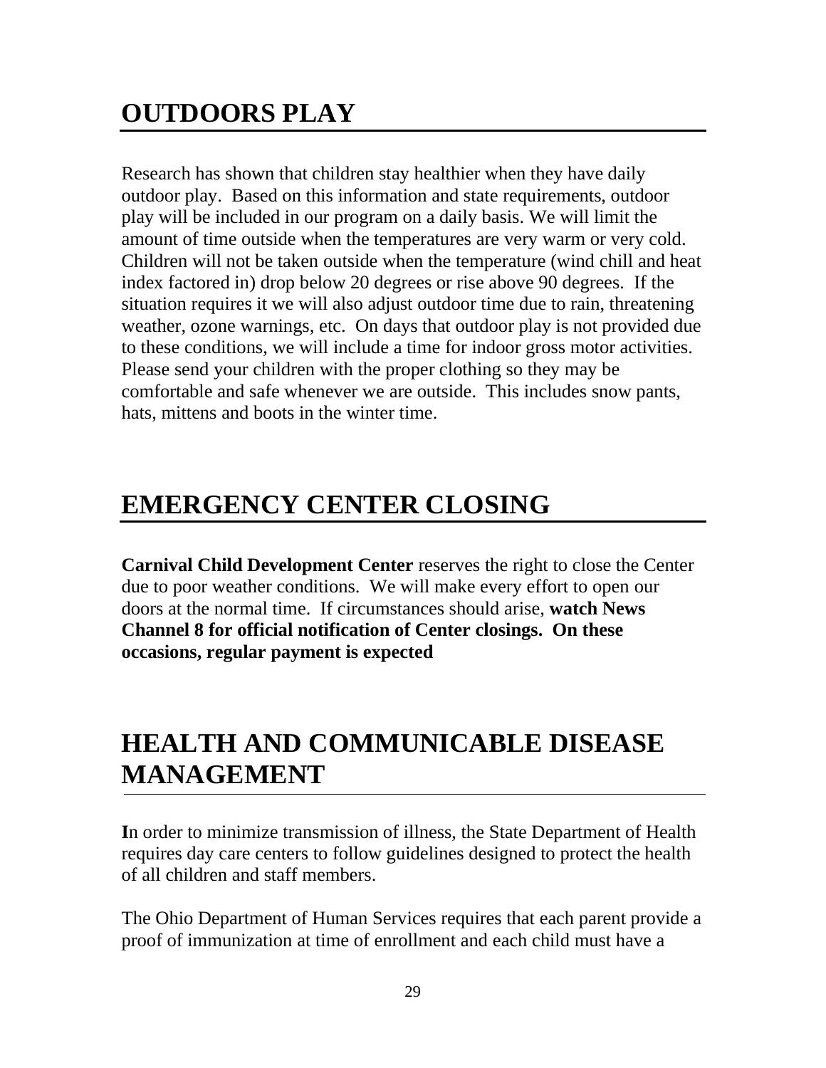# OUTDOORS PLAY

Research has shown that children stay healthier when they have daily outdoor play. Based on this information and state requirements, outdoor play will be included in our program on a daily basis. We will limit the amount of time outside when the temperatures are very warm or very cold. Children will not be taken outside when the temperature (wind chill and heat index factored in) drop below 20 degrees or rise above 90 degrees. If the situation requires it we will also adjust outdoor time due to rain, threatening weather, ozone warnings, etc. On days that outdoor play is not provided due to these conditions, we will include a time for indoor gross motor activities. Please send your children with the proper clothing so they may be comfortable and safe whenever we are outside. This includes snow pants, hats, mittens and boots in the winter time.

# EMERGENCY CENTER CLOSING

**Carnival Child Development Center** reserves the right to close the Center due to poor weather conditions. We will make every effort to open our doors at the normal time. If circumstances should arise, **watch News Channel 8 for official notification of Center closings. On these occasions, regular payment is expected**

# HEALTH AND COMMUNICABLE DISEASE MANAGEMENT

**I**n order to minimize transmission of illness, the State Department of Health requires day care centers to follow guidelines designed to protect the health of all children and staff members.

The Ohio Department of Human Services requires that each parent provide a proof of immunization at time of enrollment and each child must have a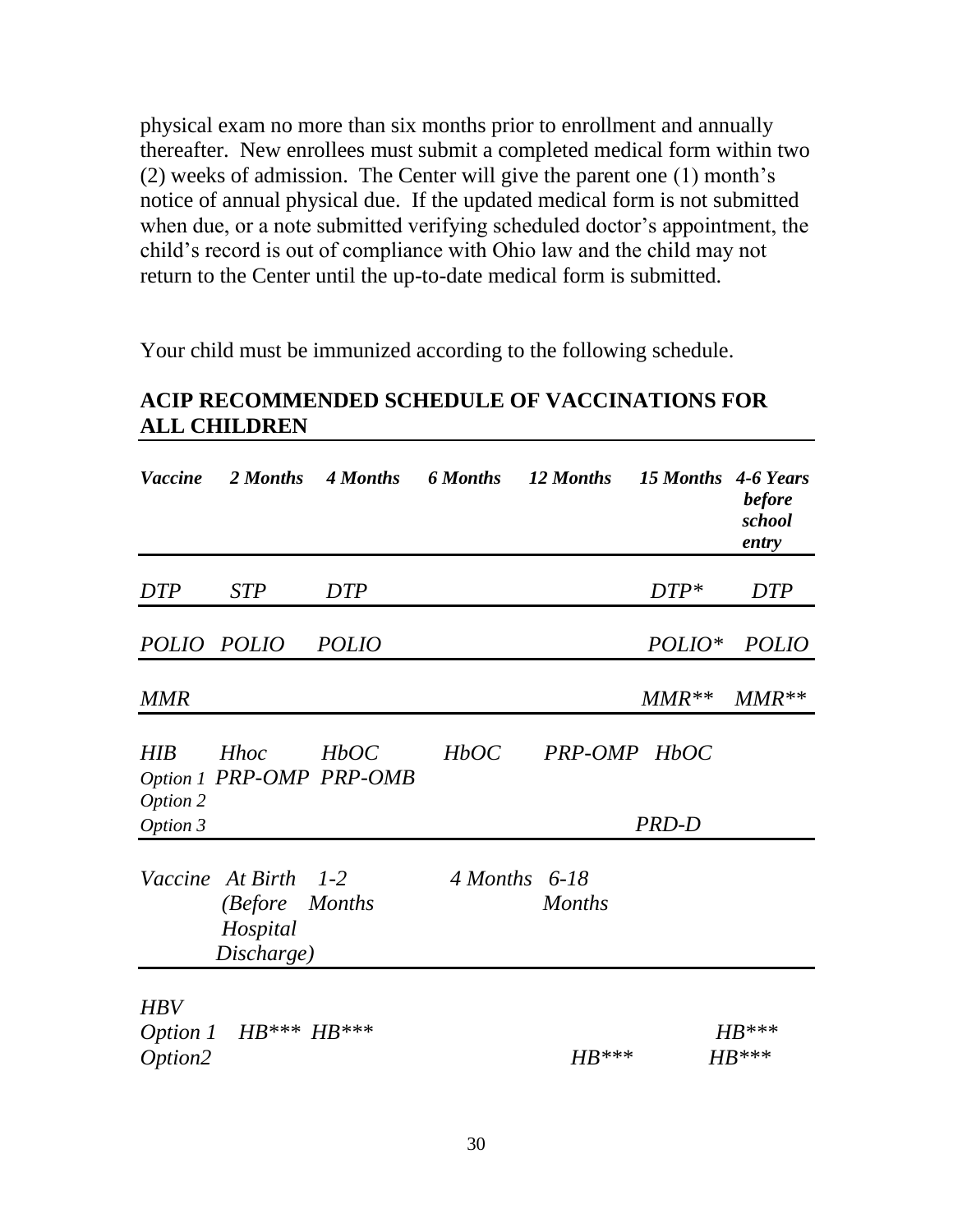physical exam no more than six months prior to enrollment and annually thereafter. New enrollees must submit a completed medical form within two (2) weeks of admission. The Center will give the parent one (1) month's notice of annual physical due. If the updated medical form is not submitted when due, or a note submitted verifying scheduled doctor's appointment, the child's record is out of compliance with Ohio law and the child may not return to the Center until the up-to-date medical form is submitted.

Your child must be immunized according to the following schedule.

## ACIP RECOMMENDED SCHEDULE OF VACCINATIONS FOR ALL CHILDREN

| *Vaccine* | *2 Months* | *4 Months* | *6 Months* | *12 Months* | *15 Months* | *4-6 Years before school entry* |
|---|---|---|---|---|---|---|
| *DTP* | *STP* | *DTP* | | | *DTP\** | *DTP* |
| *POLIO* | *POLIO* | *POLIO* | | | *POLIO\** | *POLIO* |
| *MMR* | | | | | *MMR\*\** | *MMR\*\** |
| *HIB* Option 1 | *Hhoc* | *HbOC* | *HbOC* | *PRP-OMP* | *HbOC* | |
| Option 2 | *PRP-OMP* | *PRP-OMB* | | | | |
| Option 3 | | | | | *PRD-D* | |

| *Vaccine* | *At Birth (Before Hospital Discharge)* | *1-2 Months* | *4 Months* | *6-18 Months* | | |
|---|---|---|---|---|---|---|
| *HBV* | | | | | | |
| *Option 1* | *HB\*\*\** | *HB\*\*\** | | | | *HB\*\*\** |
| *Option2* | | | | *HB\*\*\** | | *HB\*\*\** |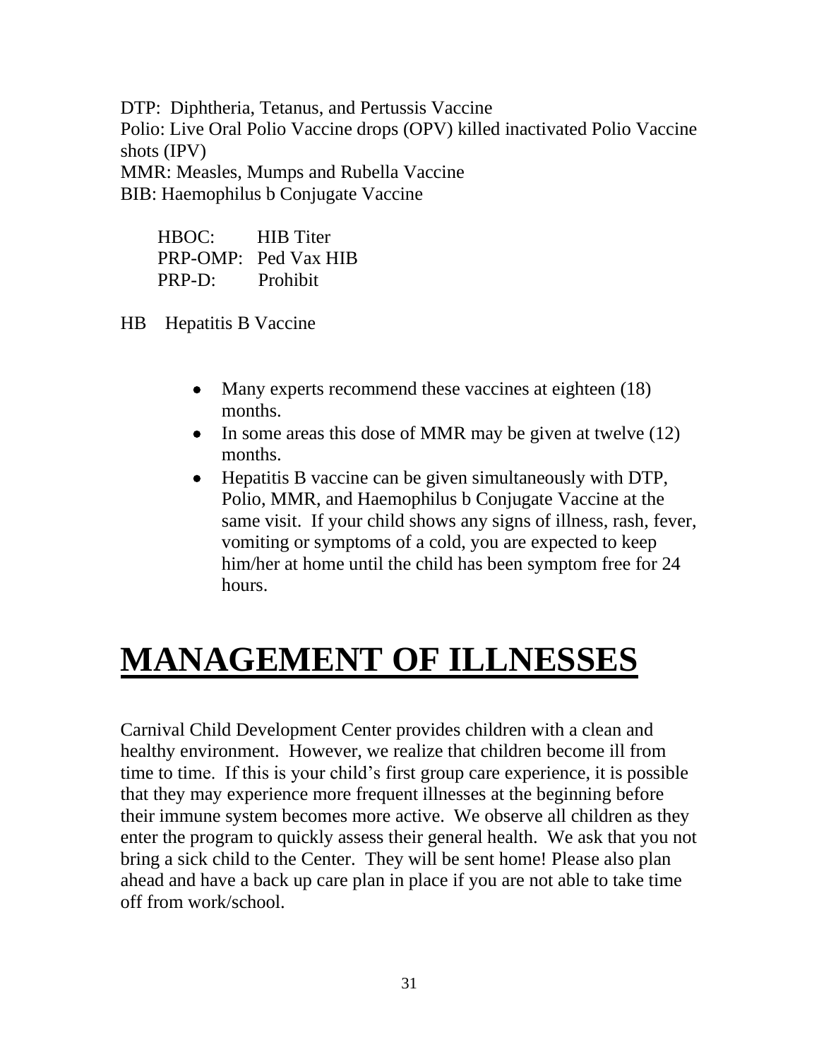DTP: Diphtheria, Tetanus, and Pertussis Vaccine
Polio: Live Oral Polio Vaccine drops (OPV) killed inactivated Polio Vaccine shots (IPV)
MMR: Measles, Mumps and Rubella Vaccine
BIB: Haemophilus b Conjugate Vaccine

HBOC: HIB Titer
PRP-OMP: Ped Vax HIB
PRP-D: Prohibit

HB Hepatitis B Vaccine

- Many experts recommend these vaccines at eighteen (18) months.
- In some areas this dose of MMR may be given at twelve (12) months.
- Hepatitis B vaccine can be given simultaneously with DTP, Polio, MMR, and Haemophilus b Conjugate Vaccine at the same visit. If your child shows any signs of illness, rash, fever, vomiting or symptoms of a cold, you are expected to keep him/her at home until the child has been symptom free for 24 hours.

# MANAGEMENT OF ILLNESSES

Carnival Child Development Center provides children with a clean and healthy environment. However, we realize that children become ill from time to time. If this is your child's first group care experience, it is possible that they may experience more frequent illnesses at the beginning before their immune system becomes more active. We observe all children as they enter the program to quickly assess their general health. We ask that you not bring a sick child to the Center. They will be sent home! Please also plan ahead and have a back up care plan in place if you are not able to take time off from work/school.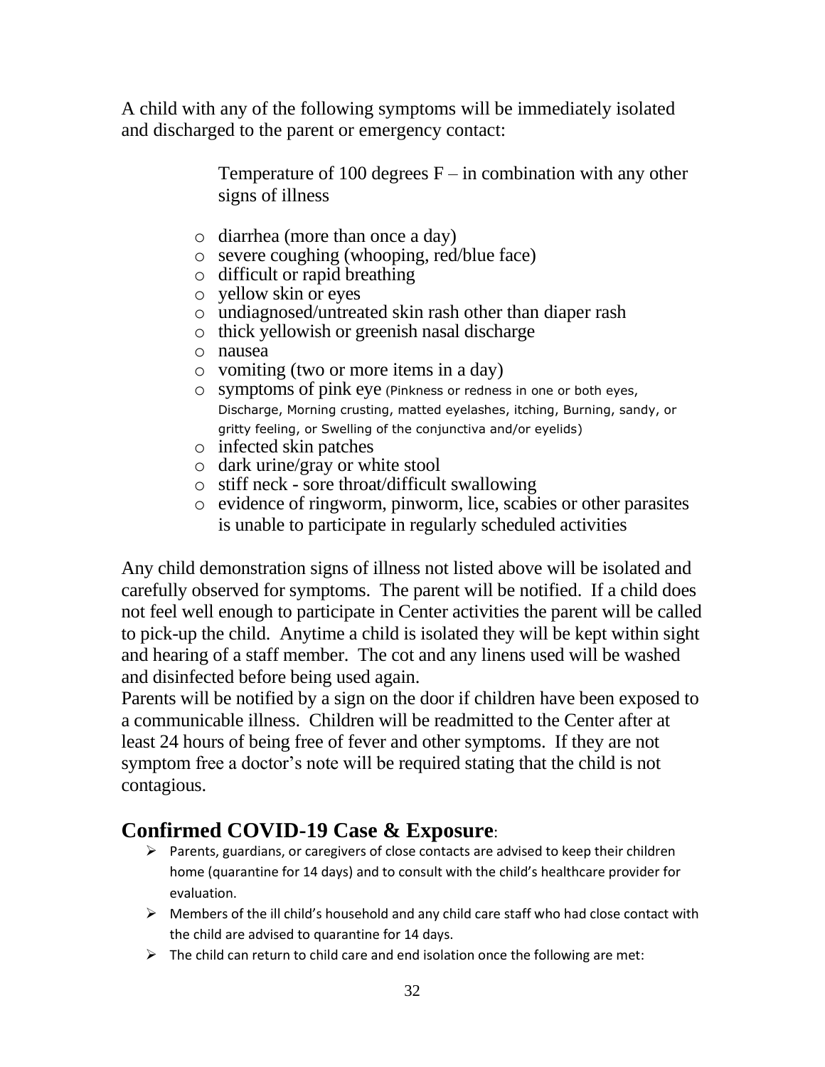A child with any of the following symptoms will be immediately isolated and discharged to the parent or emergency contact:

Temperature of 100 degrees F – in combination with any other signs of illness

- diarrhea (more than once a day)
- severe coughing (whooping, red/blue face)
- difficult or rapid breathing
- yellow skin or eyes
- undiagnosed/untreated skin rash other than diaper rash
- thick yellowish or greenish nasal discharge
- nausea
- vomiting (two or more items in a day)
- symptoms of pink eye (Pinkness or redness in one or both eyes, Discharge, Morning crusting, matted eyelashes, itching, Burning, sandy, or gritty feeling, or Swelling of the conjunctiva and/or eyelids)
- infected skin patches
- dark urine/gray or white stool
- stiff neck - sore throat/difficult swallowing
- evidence of ringworm, pinworm, lice, scabies or other parasites is unable to participate in regularly scheduled activities

Any child demonstration signs of illness not listed above will be isolated and carefully observed for symptoms. The parent will be notified. If a child does not feel well enough to participate in Center activities the parent will be called to pick-up the child. Anytime a child is isolated they will be kept within sight and hearing of a staff member. The cot and any linens used will be washed and disinfected before being used again.

Parents will be notified by a sign on the door if children have been exposed to a communicable illness. Children will be readmitted to the Center after at least 24 hours of being free of fever and other symptoms. If they are not symptom free a doctor's note will be required stating that the child is not contagious.

## Confirmed COVID-19 Case & Exposure:

- Parents, guardians, or caregivers of close contacts are advised to keep their children home (quarantine for 14 days) and to consult with the child's healthcare provider for evaluation.
- Members of the ill child's household and any child care staff who had close contact with the child are advised to quarantine for 14 days.
- The child can return to child care and end isolation once the following are met: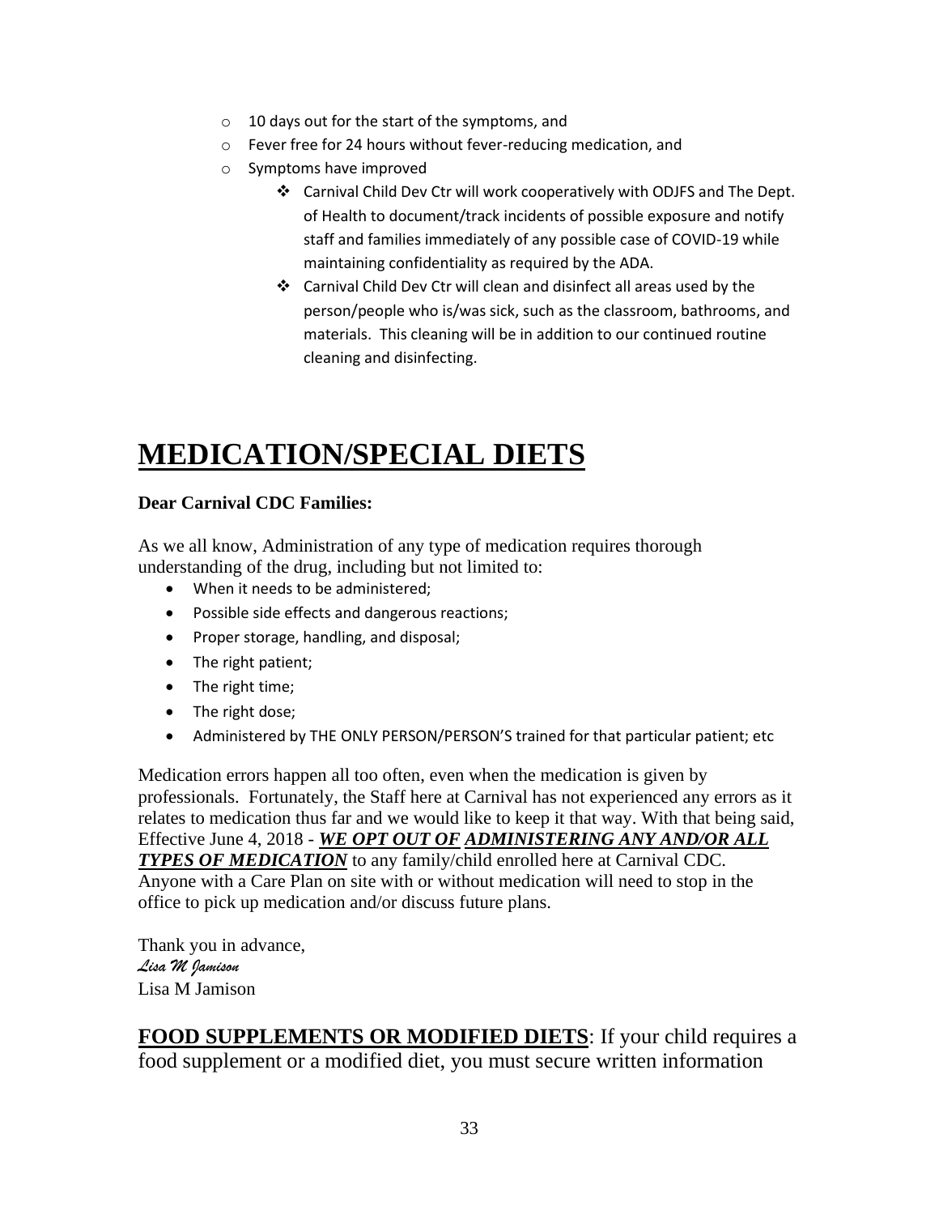- 10 days out for the start of the symptoms, and
- Fever free for 24 hours without fever-reducing medication, and
- Symptoms have improved
    - Carnival Child Dev Ctr will work cooperatively with ODJFS and The Dept. of Health to document/track incidents of possible exposure and notify staff and families immediately of any possible case of COVID-19 while maintaining confidentiality as required by the ADA.
    - Carnival Child Dev Ctr will clean and disinfect all areas used by the person/people who is/was sick, such as the classroom, bathrooms, and materials. This cleaning will be in addition to our continued routine cleaning and disinfecting.

# MEDICATION/SPECIAL DIETS

**Dear Carnival CDC Families:**

As we all know, Administration of any type of medication requires thorough understanding of the drug, including but not limited to:

- When it needs to be administered;
- Possible side effects and dangerous reactions;
- Proper storage, handling, and disposal;
- The right patient;
- The right time;
- The right dose;
- Administered by THE ONLY PERSON/PERSON'S trained for that particular patient; etc

Medication errors happen all too often, even when the medication is given by professionals. Fortunately, the Staff here at Carnival has not experienced any errors as it relates to medication thus far and we would like to keep it that way. With that being said, Effective June 4, 2018 - ***WE OPT OUT OF ADMINISTERING ANY AND/OR ALL TYPES OF MEDICATION*** to any family/child enrolled here at Carnival CDC. Anyone with a Care Plan on site with or without medication will need to stop in the office to pick up medication and/or discuss future plans.

Thank you in advance,
*Lisa M Jamison*
Lisa M Jamison

**FOOD SUPPLEMENTS OR MODIFIED DIETS**: If your child requires a food supplement or a modified diet, you must secure written information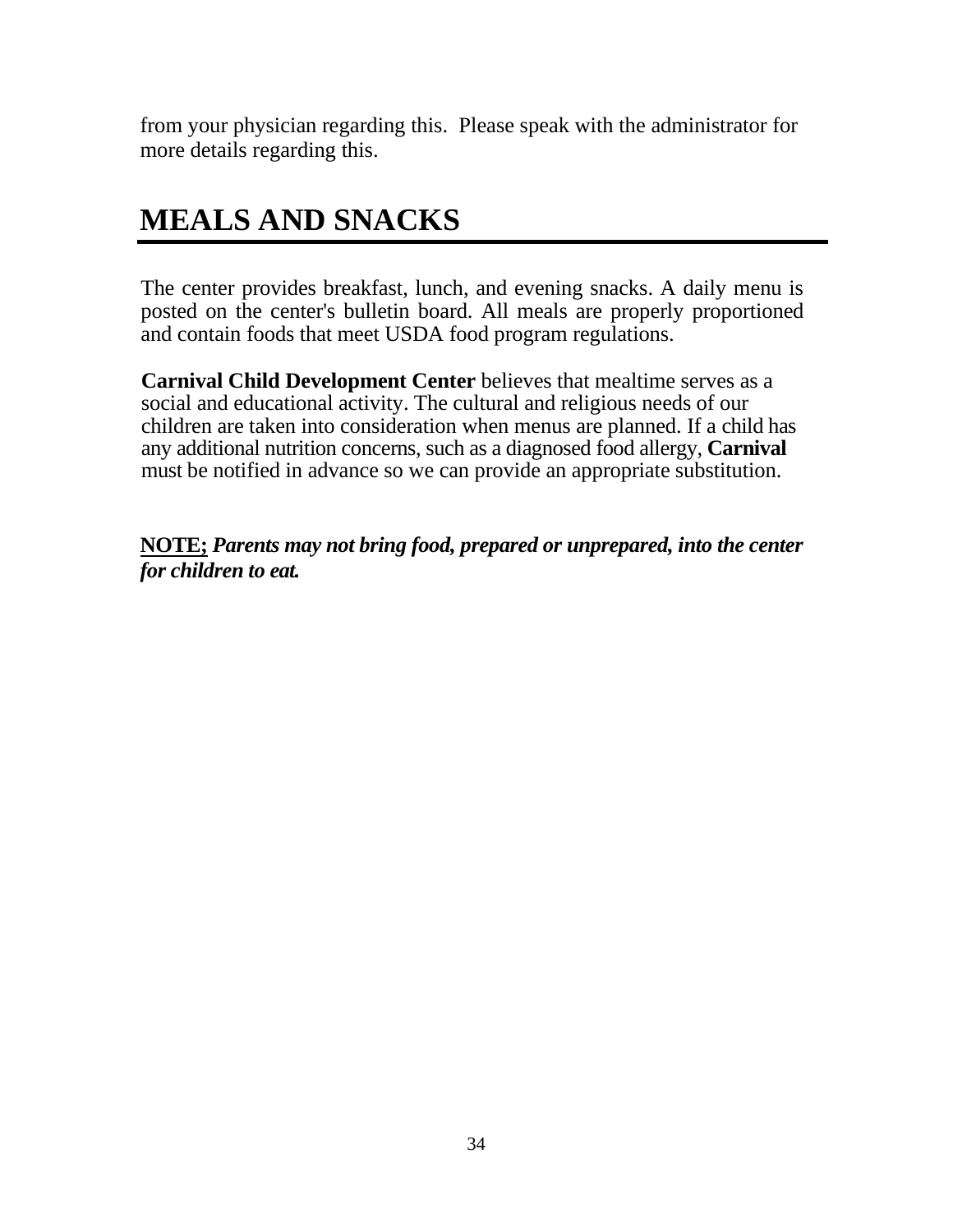from your physician regarding this.  Please speak with the administrator for more details regarding this.

# MEALS AND SNACKS

The center provides breakfast, lunch, and evening snacks. A daily menu is posted on the center's bulletin board. All meals are properly proportioned and contain foods that meet USDA food program regulations.

**Carnival Child Development Center** believes that mealtime serves as a social and educational activity. The cultural and religious needs of our children are taken into consideration when menus are planned. If a child has any additional nutrition concerns, such as a diagnosed food allergy, **Carnival** must be notified in advance so we can provide an appropriate substitution.

<u>**NOTE;**</u> ***Parents may not bring food, prepared or unprepared, into the center for children to eat.***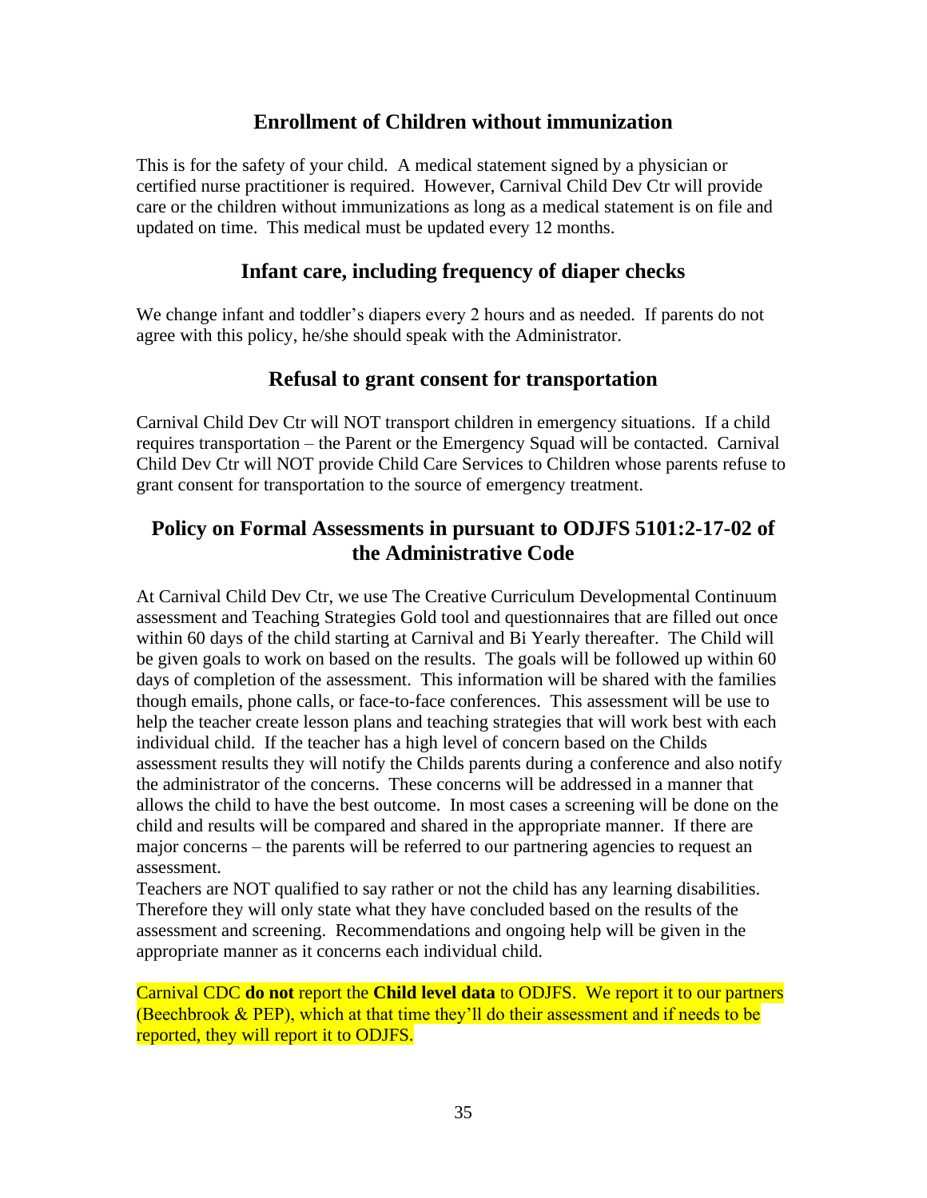## Enrollment of Children without immunization

This is for the safety of your child. A medical statement signed by a physician or certified nurse practitioner is required. However, Carnival Child Dev Ctr will provide care or the children without immunizations as long as a medical statement is on file and updated on time. This medical must be updated every 12 months.

## Infant care, including frequency of diaper checks

We change infant and toddler's diapers every 2 hours and as needed. If parents do not agree with this policy, he/she should speak with the Administrator.

## Refusal to grant consent for transportation

Carnival Child Dev Ctr will NOT transport children in emergency situations. If a child requires transportation – the Parent or the Emergency Squad will be contacted. Carnival Child Dev Ctr will NOT provide Child Care Services to Children whose parents refuse to grant consent for transportation to the source of emergency treatment.

## Policy on Formal Assessments in pursuant to ODJFS 5101:2-17-02 of the Administrative Code

At Carnival Child Dev Ctr, we use The Creative Curriculum Developmental Continuum assessment and Teaching Strategies Gold tool and questionnaires that are filled out once within 60 days of the child starting at Carnival and Bi Yearly thereafter. The Child will be given goals to work on based on the results. The goals will be followed up within 60 days of completion of the assessment. This information will be shared with the families though emails, phone calls, or face-to-face conferences. This assessment will be use to help the teacher create lesson plans and teaching strategies that will work best with each individual child. If the teacher has a high level of concern based on the Childs assessment results they will notify the Childs parents during a conference and also notify the administrator of the concerns. These concerns will be addressed in a manner that allows the child to have the best outcome. In most cases a screening will be done on the child and results will be compared and shared in the appropriate manner. If there are major concerns – the parents will be referred to our partnering agencies to request an assessment.

Teachers are NOT qualified to say rather or not the child has any learning disabilities. Therefore they will only state what they have concluded based on the results of the assessment and screening. Recommendations and ongoing help will be given in the appropriate manner as it concerns each individual child.

Carnival CDC **do not** report the **Child level data** to ODJFS. We report it to our partners (Beechbrook & PEP), which at that time they'll do their assessment and if needs to be reported, they will report it to ODJFS.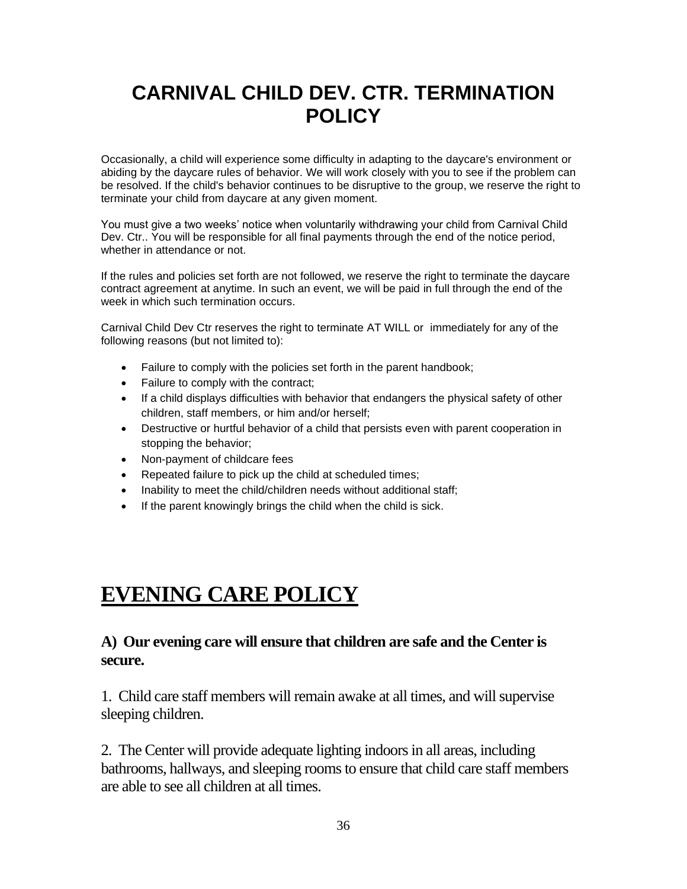# CARNIVAL CHILD DEV. CTR. TERMINATION POLICY

Occasionally, a child will experience some difficulty in adapting to the daycare's environment or abiding by the daycare rules of behavior. We will work closely with you to see if the problem can be resolved. If the child's behavior continues to be disruptive to the group, we reserve the right to terminate your child from daycare at any given moment.

You must give a two weeks' notice when voluntarily withdrawing your child from Carnival Child Dev. Ctr.. You will be responsible for all final payments through the end of the notice period, whether in attendance or not.

If the rules and policies set forth are not followed, we reserve the right to terminate the daycare contract agreement at anytime. In such an event, we will be paid in full through the end of the week in which such termination occurs.

Carnival Child Dev Ctr reserves the right to terminate AT WILL or immediately for any of the following reasons (but not limited to):

- Failure to comply with the policies set forth in the parent handbook;
- Failure to comply with the contract;
- If a child displays difficulties with behavior that endangers the physical safety of other children, staff members, or him and/or herself;
- Destructive or hurtful behavior of a child that persists even with parent cooperation in stopping the behavior;
- Non-payment of childcare fees
- Repeated failure to pick up the child at scheduled times;
- Inability to meet the child/children needs without additional staff;
- If the parent knowingly brings the child when the child is sick.

# EVENING CARE POLICY

### A) Our evening care will ensure that children are safe and the Center is secure.

1. Child care staff members will remain awake at all times, and will supervise sleeping children.

2. The Center will provide adequate lighting indoors in all areas, including bathrooms, hallways, and sleeping rooms to ensure that child care staff members are able to see all children at all times.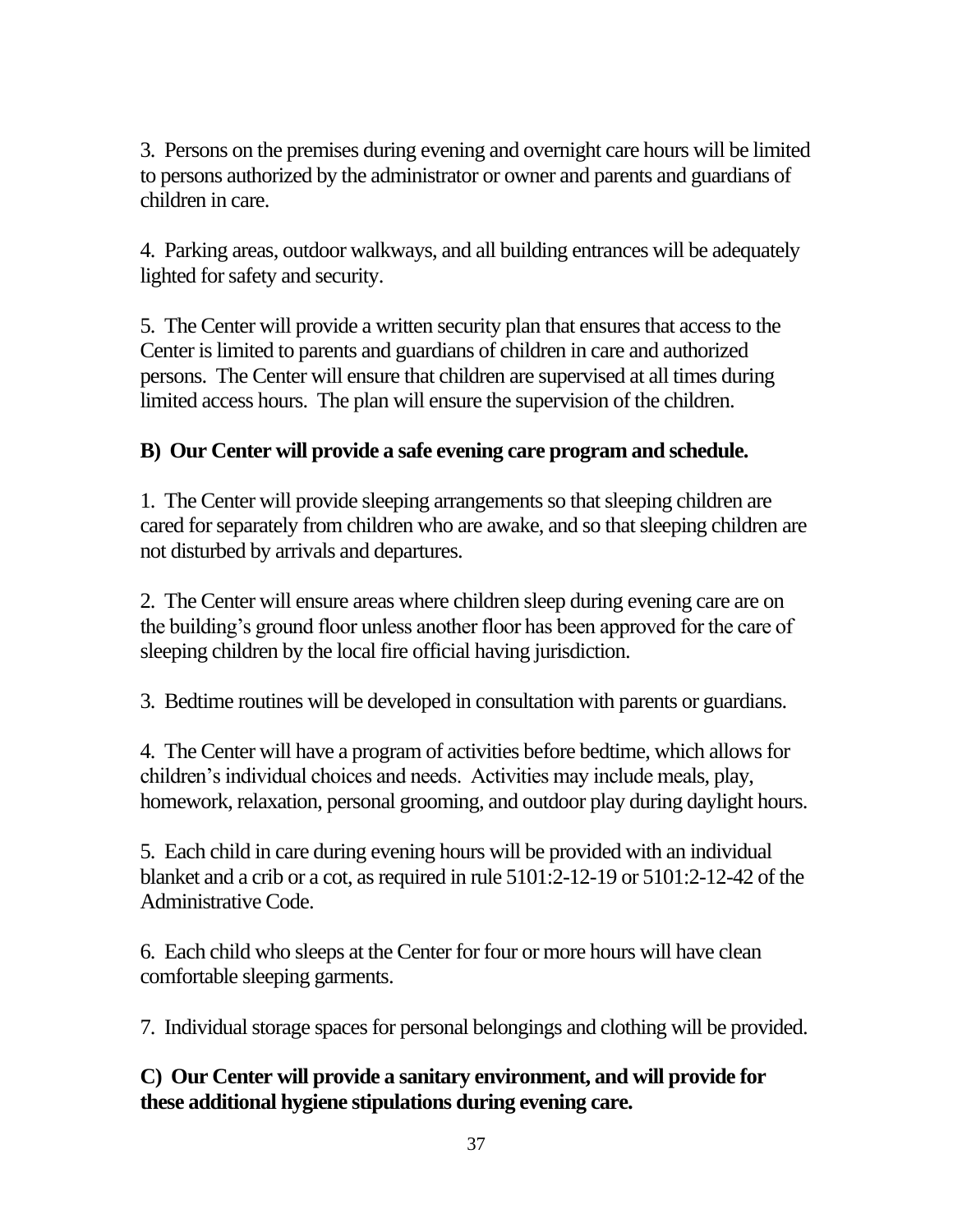3. Persons on the premises during evening and overnight care hours will be limited to persons authorized by the administrator or owner and parents and guardians of children in care.

4. Parking areas, outdoor walkways, and all building entrances will be adequately lighted for safety and security.

5. The Center will provide a written security plan that ensures that access to the Center is limited to parents and guardians of children in care and authorized persons. The Center will ensure that children are supervised at all times during limited access hours. The plan will ensure the supervision of the children.

**B) Our Center will provide a safe evening care program and schedule.**

1. The Center will provide sleeping arrangements so that sleeping children are cared for separately from children who are awake, and so that sleeping children are not disturbed by arrivals and departures.

2. The Center will ensure areas where children sleep during evening care are on the building's ground floor unless another floor has been approved for the care of sleeping children by the local fire official having jurisdiction.

3. Bedtime routines will be developed in consultation with parents or guardians.

4. The Center will have a program of activities before bedtime, which allows for children's individual choices and needs. Activities may include meals, play, homework, relaxation, personal grooming, and outdoor play during daylight hours.

5. Each child in care during evening hours will be provided with an individual blanket and a crib or a cot, as required in rule 5101:2-12-19 or 5101:2-12-42 of the Administrative Code.

6. Each child who sleeps at the Center for four or more hours will have clean comfortable sleeping garments.

7. Individual storage spaces for personal belongings and clothing will be provided.

**C) Our Center will provide a sanitary environment, and will provide for these additional hygiene stipulations during evening care.**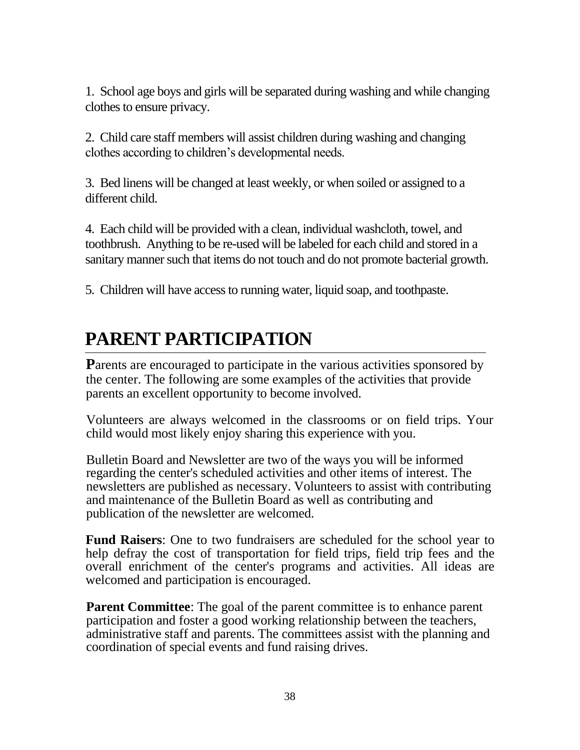1. School age boys and girls will be separated during washing and while changing clothes to ensure privacy.

2. Child care staff members will assist children during washing and changing clothes according to children's developmental needs.

3. Bed linens will be changed at least weekly, or when soiled or assigned to a different child.

4. Each child will be provided with a clean, individual washcloth, towel, and toothbrush. Anything to be re-used will be labeled for each child and stored in a sanitary manner such that items do not touch and do not promote bacterial growth.

5. Children will have access to running water, liquid soap, and toothpaste.

# PARENT PARTICIPATION

**P**arents are encouraged to participate in the various activities sponsored by the center. The following are some examples of the activities that provide parents an excellent opportunity to become involved.

Volunteers are always welcomed in the classrooms or on field trips. Your child would most likely enjoy sharing this experience with you.

Bulletin Board and Newsletter are two of the ways you will be informed regarding the center's scheduled activities and other items of interest. The newsletters are published as necessary. Volunteers to assist with contributing and maintenance of the Bulletin Board as well as contributing and publication of the newsletter are welcomed.

**Fund Raisers**: One to two fundraisers are scheduled for the school year to help defray the cost of transportation for field trips, field trip fees and the overall enrichment of the center's programs and activities. All ideas are welcomed and participation is encouraged.

**Parent Committee**: The goal of the parent committee is to enhance parent participation and foster a good working relationship between the teachers, administrative staff and parents. The committees assist with the planning and coordination of special events and fund raising drives.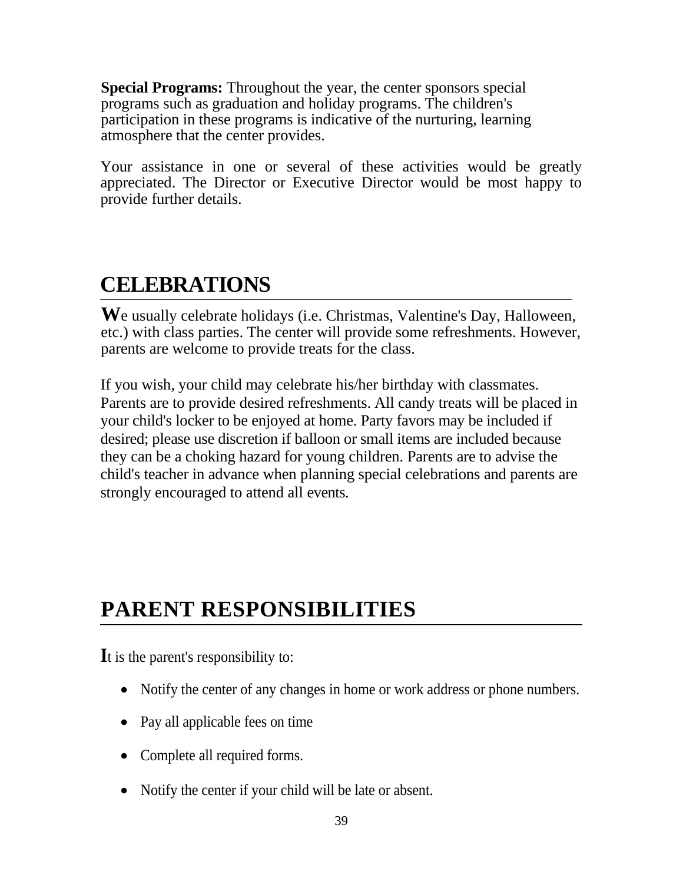**Special Programs:** Throughout the year, the center sponsors special programs such as graduation and holiday programs. The children's participation in these programs is indicative of the nurturing, learning atmosphere that the center provides.

Your assistance in one or several of these activities would be greatly appreciated. The Director or Executive Director would be most happy to provide further details.

# CELEBRATIONS

**W**e usually celebrate holidays (i.e. Christmas, Valentine's Day, Halloween, etc.) with class parties. The center will provide some refreshments. However, parents are welcome to provide treats for the class.

If you wish, your child may celebrate his/her birthday with classmates. Parents are to provide desired refreshments. All candy treats will be placed in your child's locker to be enjoyed at home. Party favors may be included if desired; please use discretion if balloon or small items are included because they can be a choking hazard for young children. Parents are to advise the child's teacher in advance when planning special celebrations and parents are strongly encouraged to attend all events.

# PARENT RESPONSIBILITIES

**I**t is the parent's responsibility to:

- Notify the center of any changes in home or work address or phone numbers.
- Pay all applicable fees on time
- Complete all required forms.
- Notify the center if your child will be late or absent.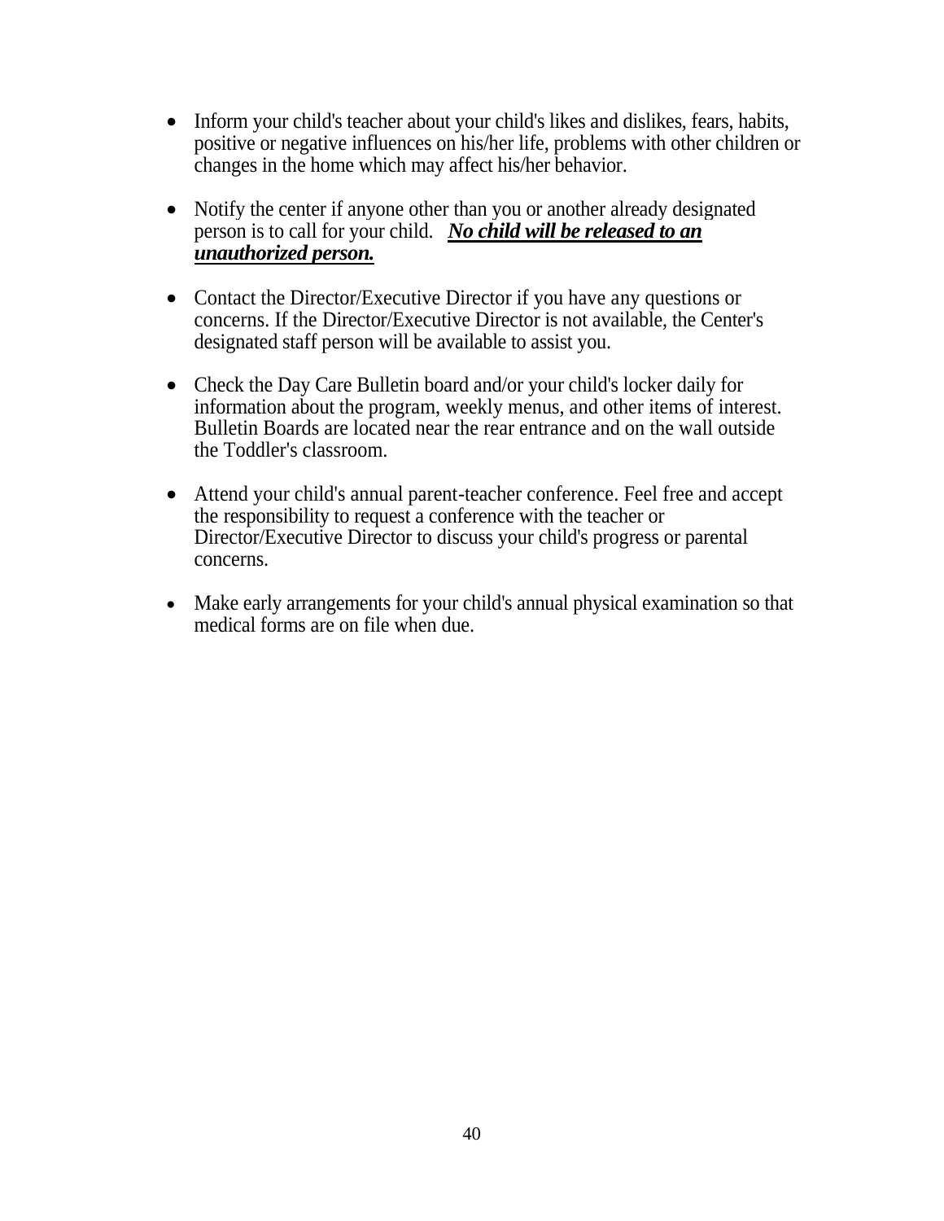- Inform your child's teacher about your child's likes and dislikes, fears, habits, positive or negative influences on his/her life, problems with other children or changes in the home which may affect his/her behavior.

- Notify the center if anyone other than you or another already designated person is to call for your child. ***No child will be released to an unauthorized person.***

- Contact the Director/Executive Director if you have any questions or concerns. If the Director/Executive Director is not available, the Center's designated staff person will be available to assist you.

- Check the Day Care Bulletin board and/or your child's locker daily for information about the program, weekly menus, and other items of interest. Bulletin Boards are located near the rear entrance and on the wall outside the Toddler's classroom.

- Attend your child's annual parent-teacher conference. Feel free and accept the responsibility to request a conference with the teacher or Director/Executive Director to discuss your child's progress or parental concerns.

- Make early arrangements for your child's annual physical examination so that medical forms are on file when due.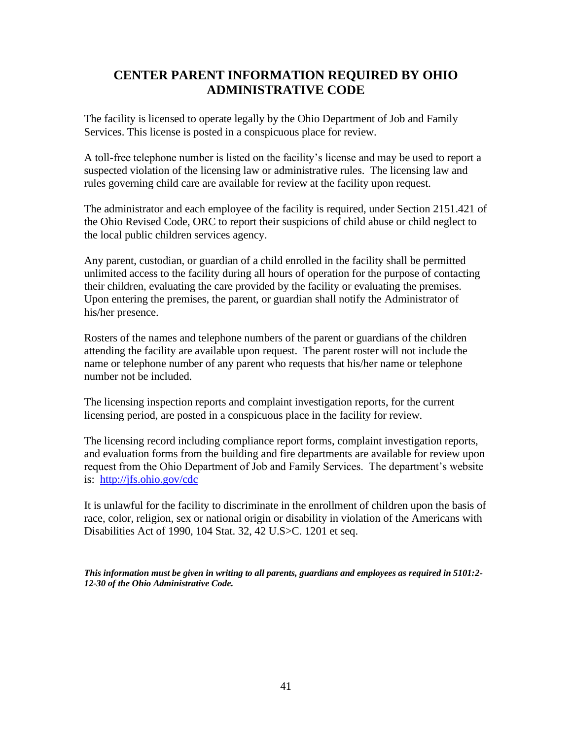# CENTER PARENT INFORMATION REQUIRED BY OHIO ADMINISTRATIVE CODE

The facility is licensed to operate legally by the Ohio Department of Job and Family Services. This license is posted in a conspicuous place for review.

A toll-free telephone number is listed on the facility's license and may be used to report a suspected violation of the licensing law or administrative rules. The licensing law and rules governing child care are available for review at the facility upon request.

The administrator and each employee of the facility is required, under Section 2151.421 of the Ohio Revised Code, ORC to report their suspicions of child abuse or child neglect to the local public children services agency.

Any parent, custodian, or guardian of a child enrolled in the facility shall be permitted unlimited access to the facility during all hours of operation for the purpose of contacting their children, evaluating the care provided by the facility or evaluating the premises. Upon entering the premises, the parent, or guardian shall notify the Administrator of his/her presence.

Rosters of the names and telephone numbers of the parent or guardians of the children attending the facility are available upon request. The parent roster will not include the name or telephone number of any parent who requests that his/her name or telephone number not be included.

The licensing inspection reports and complaint investigation reports, for the current licensing period, are posted in a conspicuous place in the facility for review.

The licensing record including compliance report forms, complaint investigation reports, and evaluation forms from the building and fire departments are available for review upon request from the Ohio Department of Job and Family Services. The department's website is: [http://jfs.ohio.gov/cdc](http://jfs.ohio.gov/cdc)

It is unlawful for the facility to discriminate in the enrollment of children upon the basis of race, color, religion, sex or national origin or disability in violation of the Americans with Disabilities Act of 1990, 104 Stat. 32, 42 U.S>C. 1201 et seq.

***This information must be given in writing to all parents, guardians and employees as required in 5101:2-12-30 of the Ohio Administrative Code.***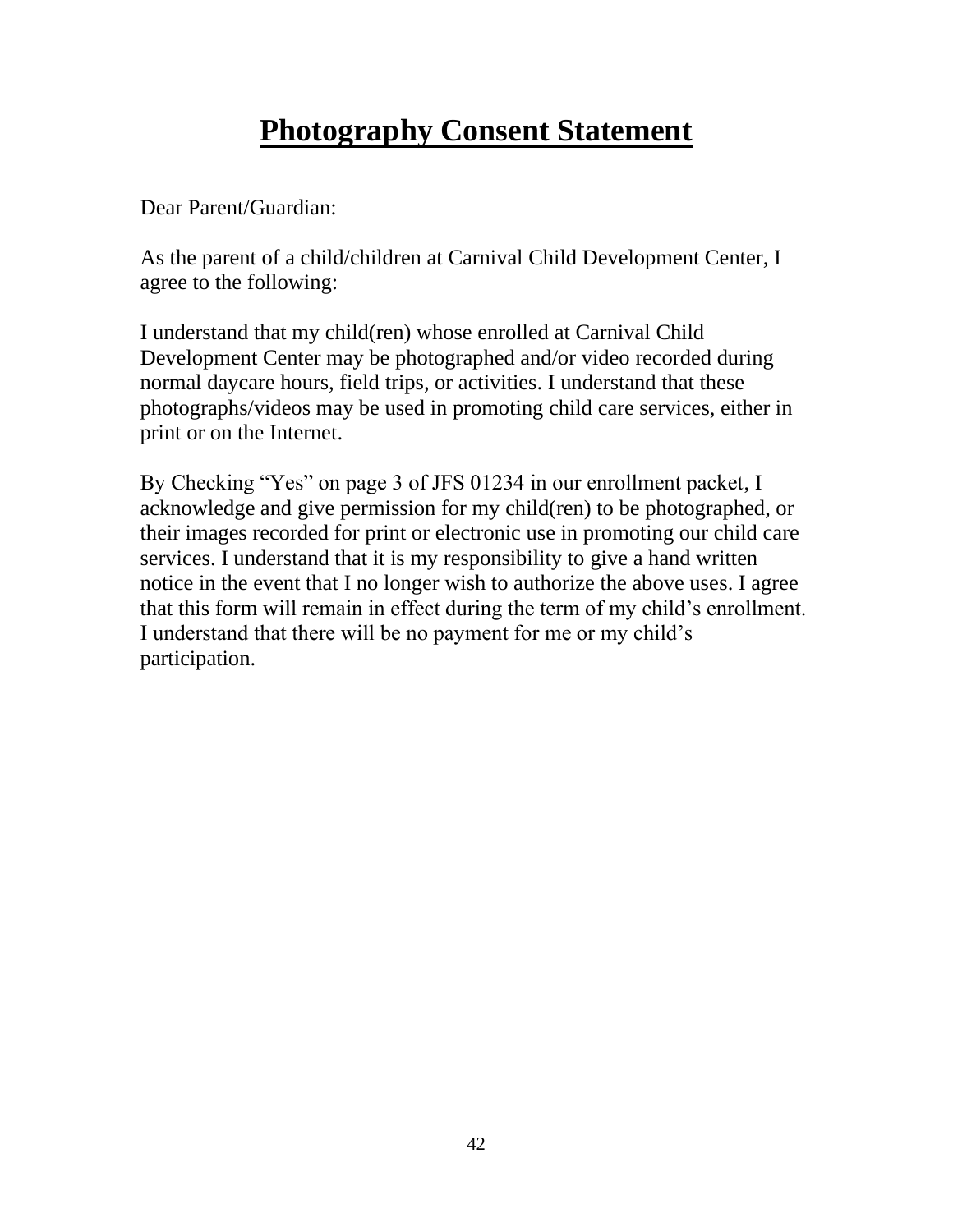# **Photography Consent Statement**

Dear Parent/Guardian:

As the parent of a child/children at Carnival Child Development Center, I agree to the following:

I understand that my child(ren) whose enrolled at Carnival Child Development Center may be photographed and/or video recorded during normal daycare hours, field trips, or activities. I understand that these photographs/videos may be used in promoting child care services, either in print or on the Internet.

By Checking "Yes" on page 3 of JFS 01234 in our enrollment packet, I acknowledge and give permission for my child(ren) to be photographed, or their images recorded for print or electronic use in promoting our child care services. I understand that it is my responsibility to give a hand written notice in the event that I no longer wish to authorize the above uses. I agree that this form will remain in effect during the term of my child's enrollment. I understand that there will be no payment for me or my child's participation.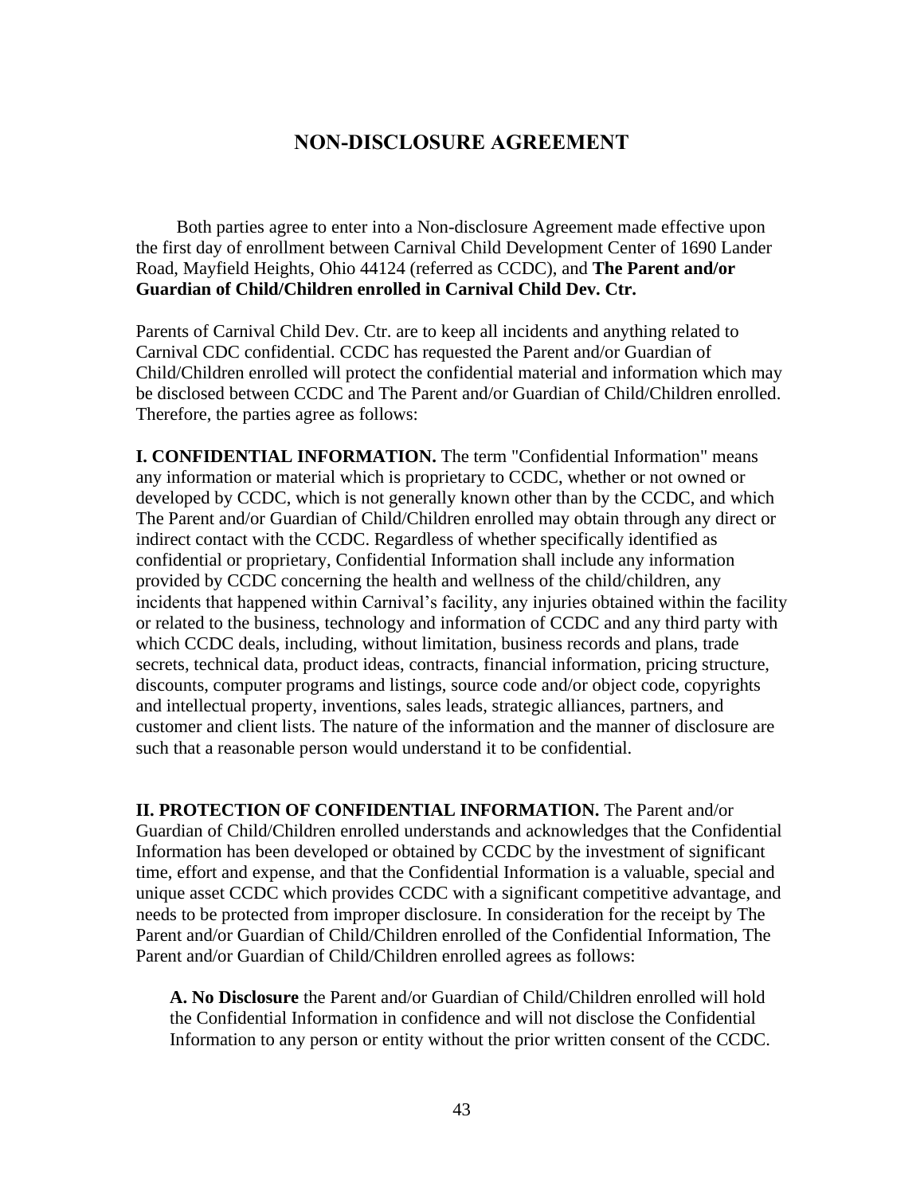# NON-DISCLOSURE AGREEMENT

Both parties agree to enter into a Non-disclosure Agreement made effective upon the first day of enrollment between Carnival Child Development Center of 1690 Lander Road, Mayfield Heights, Ohio 44124 (referred as CCDC), and **The Parent and/or Guardian of Child/Children enrolled in Carnival Child Dev. Ctr.**

Parents of Carnival Child Dev. Ctr. are to keep all incidents and anything related to Carnival CDC confidential. CCDC has requested the Parent and/or Guardian of Child/Children enrolled will protect the confidential material and information which may be disclosed between CCDC and The Parent and/or Guardian of Child/Children enrolled. Therefore, the parties agree as follows:

**I. CONFIDENTIAL INFORMATION.** The term "Confidential Information" means any information or material which is proprietary to CCDC, whether or not owned or developed by CCDC, which is not generally known other than by the CCDC, and which The Parent and/or Guardian of Child/Children enrolled may obtain through any direct or indirect contact with the CCDC. Regardless of whether specifically identified as confidential or proprietary, Confidential Information shall include any information provided by CCDC concerning the health and wellness of the child/children, any incidents that happened within Carnival's facility, any injuries obtained within the facility or related to the business, technology and information of CCDC and any third party with which CCDC deals, including, without limitation, business records and plans, trade secrets, technical data, product ideas, contracts, financial information, pricing structure, discounts, computer programs and listings, source code and/or object code, copyrights and intellectual property, inventions, sales leads, strategic alliances, partners, and customer and client lists. The nature of the information and the manner of disclosure are such that a reasonable person would understand it to be confidential.

**II. PROTECTION OF CONFIDENTIAL INFORMATION.** The Parent and/or Guardian of Child/Children enrolled understands and acknowledges that the Confidential Information has been developed or obtained by CCDC by the investment of significant time, effort and expense, and that the Confidential Information is a valuable, special and unique asset CCDC which provides CCDC with a significant competitive advantage, and needs to be protected from improper disclosure. In consideration for the receipt by The Parent and/or Guardian of Child/Children enrolled of the Confidential Information, The Parent and/or Guardian of Child/Children enrolled agrees as follows:

**A. No Disclosure** the Parent and/or Guardian of Child/Children enrolled will hold the Confidential Information in confidence and will not disclose the Confidential Information to any person or entity without the prior written consent of the CCDC.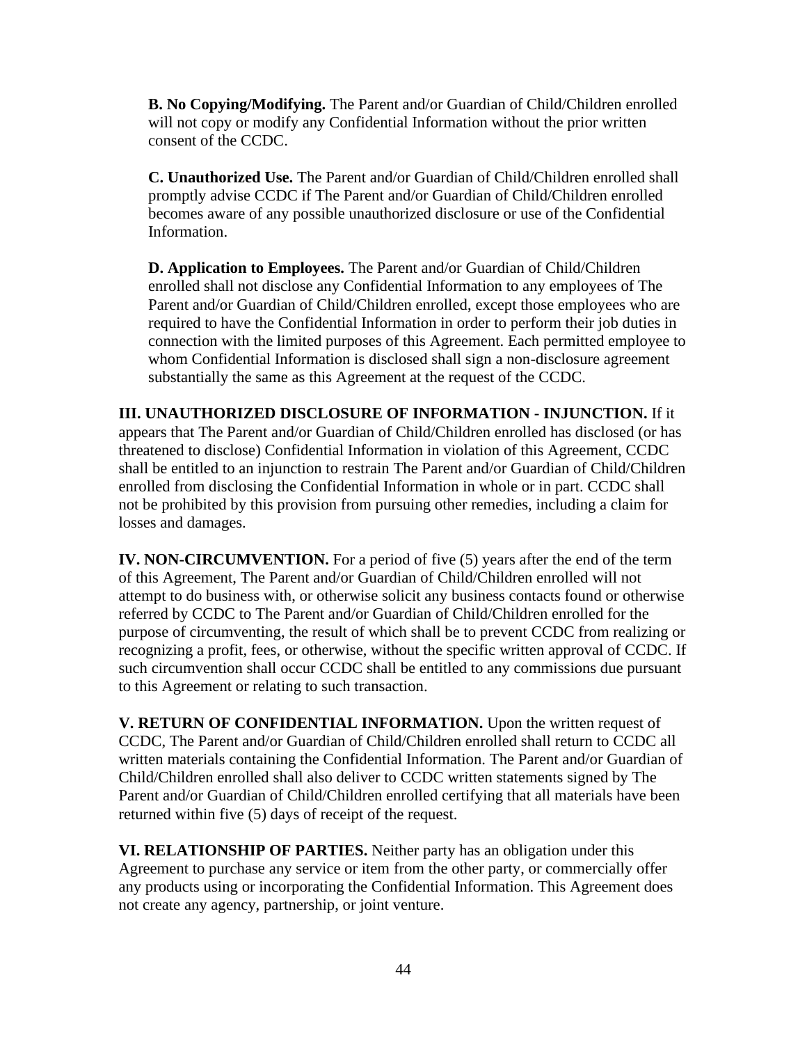**B. No Copying/Modifying.** The Parent and/or Guardian of Child/Children enrolled will not copy or modify any Confidential Information without the prior written consent of the CCDC.

**C. Unauthorized Use.** The Parent and/or Guardian of Child/Children enrolled shall promptly advise CCDC if The Parent and/or Guardian of Child/Children enrolled becomes aware of any possible unauthorized disclosure or use of the Confidential Information.

**D. Application to Employees.** The Parent and/or Guardian of Child/Children enrolled shall not disclose any Confidential Information to any employees of The Parent and/or Guardian of Child/Children enrolled, except those employees who are required to have the Confidential Information in order to perform their job duties in connection with the limited purposes of this Agreement. Each permitted employee to whom Confidential Information is disclosed shall sign a non-disclosure agreement substantially the same as this Agreement at the request of the CCDC.

**III. UNAUTHORIZED DISCLOSURE OF INFORMATION - INJUNCTION.** If it appears that The Parent and/or Guardian of Child/Children enrolled has disclosed (or has threatened to disclose) Confidential Information in violation of this Agreement, CCDC shall be entitled to an injunction to restrain The Parent and/or Guardian of Child/Children enrolled from disclosing the Confidential Information in whole or in part. CCDC shall not be prohibited by this provision from pursuing other remedies, including a claim for losses and damages.

**IV. NON-CIRCUMVENTION.** For a period of five (5) years after the end of the term of this Agreement, The Parent and/or Guardian of Child/Children enrolled will not attempt to do business with, or otherwise solicit any business contacts found or otherwise referred by CCDC to The Parent and/or Guardian of Child/Children enrolled for the purpose of circumventing, the result of which shall be to prevent CCDC from realizing or recognizing a profit, fees, or otherwise, without the specific written approval of CCDC. If such circumvention shall occur CCDC shall be entitled to any commissions due pursuant to this Agreement or relating to such transaction.

**V. RETURN OF CONFIDENTIAL INFORMATION.** Upon the written request of CCDC, The Parent and/or Guardian of Child/Children enrolled shall return to CCDC all written materials containing the Confidential Information. The Parent and/or Guardian of Child/Children enrolled shall also deliver to CCDC written statements signed by The Parent and/or Guardian of Child/Children enrolled certifying that all materials have been returned within five (5) days of receipt of the request.

**VI. RELATIONSHIP OF PARTIES.** Neither party has an obligation under this Agreement to purchase any service or item from the other party, or commercially offer any products using or incorporating the Confidential Information. This Agreement does not create any agency, partnership, or joint venture.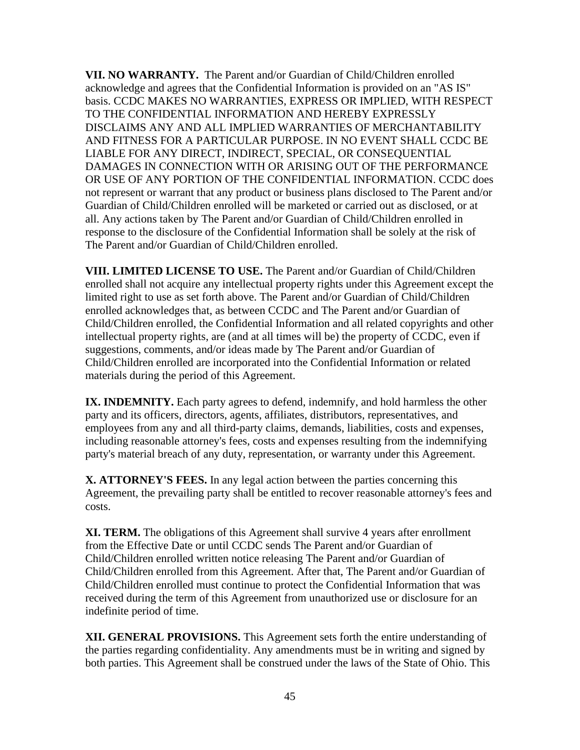**VII. NO WARRANTY.** The Parent and/or Guardian of Child/Children enrolled acknowledge and agrees that the Confidential Information is provided on an "AS IS" basis. CCDC MAKES NO WARRANTIES, EXPRESS OR IMPLIED, WITH RESPECT TO THE CONFIDENTIAL INFORMATION AND HEREBY EXPRESSLY DISCLAIMS ANY AND ALL IMPLIED WARRANTIES OF MERCHANTABILITY AND FITNESS FOR A PARTICULAR PURPOSE. IN NO EVENT SHALL CCDC BE LIABLE FOR ANY DIRECT, INDIRECT, SPECIAL, OR CONSEQUENTIAL DAMAGES IN CONNECTION WITH OR ARISING OUT OF THE PERFORMANCE OR USE OF ANY PORTION OF THE CONFIDENTIAL INFORMATION. CCDC does not represent or warrant that any product or business plans disclosed to The Parent and/or Guardian of Child/Children enrolled will be marketed or carried out as disclosed, or at all. Any actions taken by The Parent and/or Guardian of Child/Children enrolled in response to the disclosure of the Confidential Information shall be solely at the risk of The Parent and/or Guardian of Child/Children enrolled.

**VIII. LIMITED LICENSE TO USE.** The Parent and/or Guardian of Child/Children enrolled shall not acquire any intellectual property rights under this Agreement except the limited right to use as set forth above. The Parent and/or Guardian of Child/Children enrolled acknowledges that, as between CCDC and The Parent and/or Guardian of Child/Children enrolled, the Confidential Information and all related copyrights and other intellectual property rights, are (and at all times will be) the property of CCDC, even if suggestions, comments, and/or ideas made by The Parent and/or Guardian of Child/Children enrolled are incorporated into the Confidential Information or related materials during the period of this Agreement.

**IX. INDEMNITY.** Each party agrees to defend, indemnify, and hold harmless the other party and its officers, directors, agents, affiliates, distributors, representatives, and employees from any and all third-party claims, demands, liabilities, costs and expenses, including reasonable attorney's fees, costs and expenses resulting from the indemnifying party's material breach of any duty, representation, or warranty under this Agreement.

**X. ATTORNEY'S FEES.** In any legal action between the parties concerning this Agreement, the prevailing party shall be entitled to recover reasonable attorney's fees and costs.

**XI. TERM.** The obligations of this Agreement shall survive 4 years after enrollment from the Effective Date or until CCDC sends The Parent and/or Guardian of Child/Children enrolled written notice releasing The Parent and/or Guardian of Child/Children enrolled from this Agreement. After that, The Parent and/or Guardian of Child/Children enrolled must continue to protect the Confidential Information that was received during the term of this Agreement from unauthorized use or disclosure for an indefinite period of time.

**XII. GENERAL PROVISIONS.** This Agreement sets forth the entire understanding of the parties regarding confidentiality. Any amendments must be in writing and signed by both parties. This Agreement shall be construed under the laws of the State of Ohio. This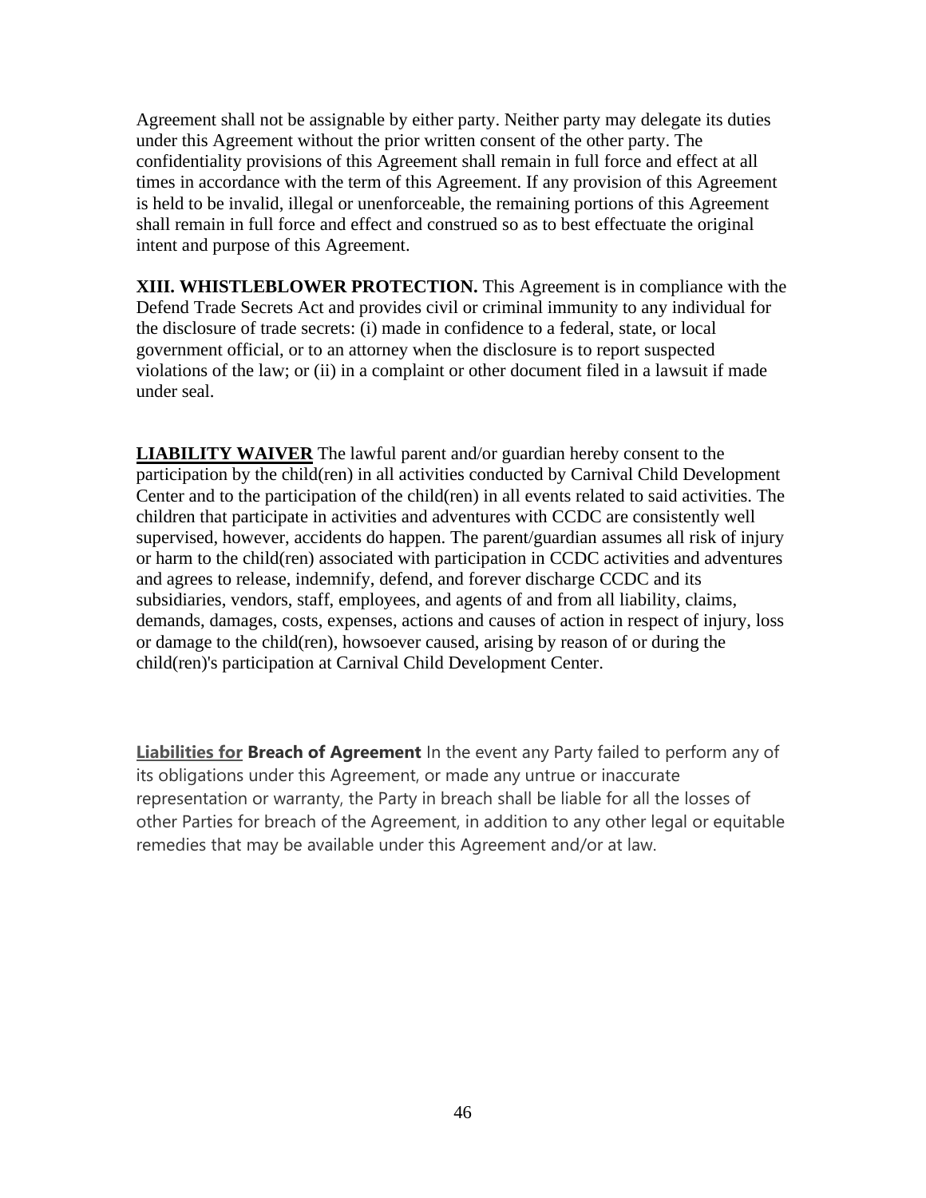Agreement shall not be assignable by either party. Neither party may delegate its duties under this Agreement without the prior written consent of the other party. The confidentiality provisions of this Agreement shall remain in full force and effect at all times in accordance with the term of this Agreement. If any provision of this Agreement is held to be invalid, illegal or unenforceable, the remaining portions of this Agreement shall remain in full force and effect and construed so as to best effectuate the original intent and purpose of this Agreement.

**XIII. WHISTLEBLOWER PROTECTION.** This Agreement is in compliance with the Defend Trade Secrets Act and provides civil or criminal immunity to any individual for the disclosure of trade secrets: (i) made in confidence to a federal, state, or local government official, or to an attorney when the disclosure is to report suspected violations of the law; or (ii) in a complaint or other document filed in a lawsuit if made under seal.

**LIABILITY WAIVER** The lawful parent and/or guardian hereby consent to the participation by the child(ren) in all activities conducted by Carnival Child Development Center and to the participation of the child(ren) in all events related to said activities. The children that participate in activities and adventures with CCDC are consistently well supervised, however, accidents do happen. The parent/guardian assumes all risk of injury or harm to the child(ren) associated with participation in CCDC activities and adventures and agrees to release, indemnify, defend, and forever discharge CCDC and its subsidiaries, vendors, staff, employees, and agents of and from all liability, claims, demands, damages, costs, expenses, actions and causes of action in respect of injury, loss or damage to the child(ren), howsoever caused, arising by reason of or during the child(ren)'s participation at Carnival Child Development Center.

**Liabilities for Breach of Agreement** In the event any Party failed to perform any of its obligations under this Agreement, or made any untrue or inaccurate representation or warranty, the Party in breach shall be liable for all the losses of other Parties for breach of the Agreement, in addition to any other legal or equitable remedies that may be available under this Agreement and/or at law.